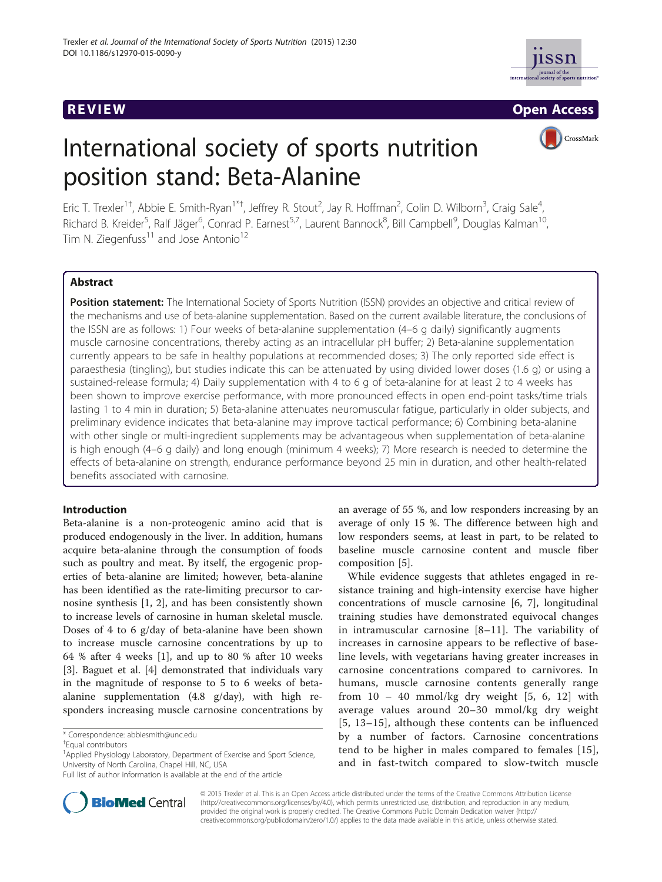REVIEW Open Access

# International society of sports nutrition position stand: Beta-Alanine

Eric T. Trexler[1†], Abbie E. Smith-Ryan[1*†], Jeffrey R. Stout[2], Jay R. Hoffman[2], Colin D. Wilborn[3], Craig Sale[4], Richard B. Kreider[5], Ralf Jäger[6], Conrad P. Earnest[5,7], Laurent Bannock[8], Bill Campbell[9], Douglas Kalman[10], Tim N. Ziegenfuss[11] and Jose Antonio[12]

## Abstract

**Position statement:** The International Society of Sports Nutrition (ISSN) provides an objective and critical review of the mechanisms and use of beta-alanine supplementation. Based on the current available literature, the conclusions of the ISSN are as follows: 1) Four weeks of beta-alanine supplementation (4–6 g daily) significantly augments muscle carnosine concentrations, thereby acting as an intracellular pH buffer; 2) Beta-alanine supplementation currently appears to be safe in healthy populations at recommended doses; 3) The only reported side effect is paraesthesia (tingling), but studies indicate this can be attenuated by using divided lower doses (1.6 g) or using a sustained-release formula; 4) Daily supplementation with 4 to 6 g of beta-alanine for at least 2 to 4 weeks has been shown to improve exercise performance, with more pronounced effects in open end-point tasks/time trials lasting 1 to 4 min in duration; 5) Beta-alanine attenuates neuromuscular fatigue, particularly in older subjects, and preliminary evidence indicates that beta-alanine may improve tactical performance; 6) Combining beta-alanine with other single or multi-ingredient supplements may be advantageous when supplementation of beta-alanine is high enough (4–6 g daily) and long enough (minimum 4 weeks); 7) More research is needed to determine the effects of beta-alanine on strength, endurance performance beyond 25 min in duration, and other health-related benefits associated with carnosine.

## Introduction

Beta-alanine is a non-proteogenic amino acid that is produced endogenously in the liver. In addition, humans acquire beta-alanine through the consumption of foods such as poultry and meat. By itself, the ergogenic properties of beta-alanine are limited; however, beta-alanine has been identified as the rate-limiting precursor to carnosine synthesis [1, 2], and has been consistently shown to increase levels of carnosine in human skeletal muscle. Doses of 4 to 6 g/day of beta-alanine have been shown to increase muscle carnosine concentrations by up to 64 % after 4 weeks [1], and up to 80 % after 10 weeks [3]. Baguet et al. [4] demonstrated that individuals vary in the magnitude of response to 5 to 6 weeks of beta-alanine supplementation (4.8 g/day), with high responders increasing muscle carnosine concentrations by an average of 55 %, and low responders increasing by an average of only 15 %. The difference between high and low responders seems, at least in part, to be related to baseline muscle carnosine content and muscle fiber composition [5].

While evidence suggests that athletes engaged in resistance training and high-intensity exercise have higher concentrations of muscle carnosine [6, 7], longitudinal training studies have demonstrated equivocal changes in intramuscular carnosine [8–11]. The variability of increases in carnosine appears to be reflective of baseline levels, with vegetarians having greater increases in carnosine concentrations compared to carnivores. In humans, muscle carnosine contents generally range from 10 – 40 mmol/kg dry weight [5, 6, 12] with average values around 20–30 mmol/kg dry weight [5, 13–15], although these contents can be influenced by a number of factors. Carnosine concentrations tend to be higher in males compared to females [15], and in fast-twitch compared to slow-twitch muscle

\* Correspondence: abbiesmith@unc.edu
†Equal contributors
[1]Applied Physiology Laboratory, Department of Exercise and Sport Science, University of North Carolina, Chapel Hill, NC, USA
Full list of author information is available at the end of the article

© 2015 Trexler et al. This is an Open Access article distributed under the terms of the Creative Commons Attribution License (http://creativecommons.org/licenses/by/4.0), which permits unrestricted use, distribution, and reproduction in any medium, provided the original work is properly credited. The Creative Commons Public Domain Dedication waiver (http://creativecommons.org/publicdomain/zero/1.0/) applies to the data made available in this article, unless otherwise stated.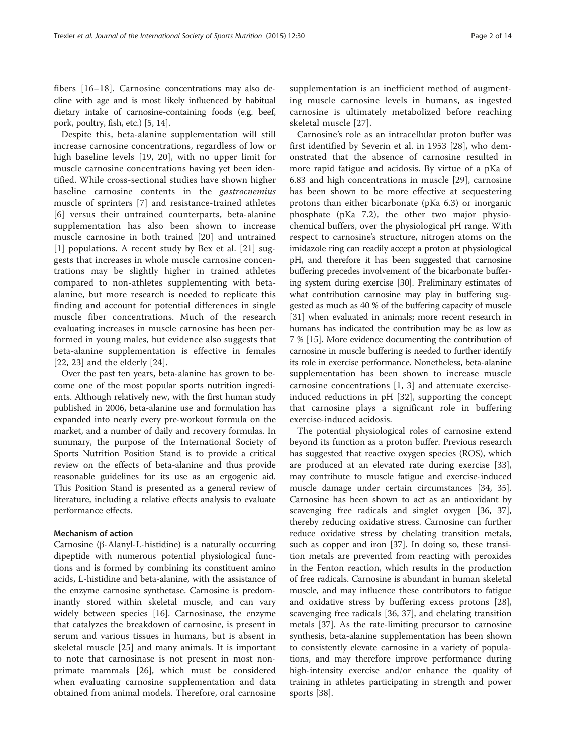fibers [16–18]. Carnosine concentrations may also decline with age and is most likely influenced by habitual dietary intake of carnosine-containing foods (e.g. beef, pork, poultry, fish, etc.) [5, 14].

Despite this, beta-alanine supplementation will still increase carnosine concentrations, regardless of low or high baseline levels [19, 20], with no upper limit for muscle carnosine concentrations having yet been identified. While cross-sectional studies have shown higher baseline carnosine contents in the *gastrocnemius* muscle of sprinters [7] and resistance-trained athletes [6] versus their untrained counterparts, beta-alanine supplementation has also been shown to increase muscle carnosine in both trained [20] and untrained [1] populations. A recent study by Bex et al. [21] suggests that increases in whole muscle carnosine concentrations may be slightly higher in trained athletes compared to non-athletes supplementing with beta-alanine, but more research is needed to replicate this finding and account for potential differences in single muscle fiber concentrations. Much of the research evaluating increases in muscle carnosine has been performed in young males, but evidence also suggests that beta-alanine supplementation is effective in females [22, 23] and the elderly [24].

Over the past ten years, beta-alanine has grown to become one of the most popular sports nutrition ingredients. Although relatively new, with the first human study published in 2006, beta-alanine use and formulation has expanded into nearly every pre-workout formula on the market, and a number of daily and recovery formulas. In summary, the purpose of the International Society of Sports Nutrition Position Stand is to provide a critical review on the effects of beta-alanine and thus provide reasonable guidelines for its use as an ergogenic aid. This Position Stand is presented as a general review of literature, including a relative effects analysis to evaluate performance effects.

#### Mechanism of action

Carnosine (β-Alanyl-L-histidine) is a naturally occurring dipeptide with numerous potential physiological functions and is formed by combining its constituent amino acids, L-histidine and beta-alanine, with the assistance of the enzyme carnosine synthetase. Carnosine is predominantly stored within skeletal muscle, and can vary widely between species [16]. Carnosinase, the enzyme that catalyzes the breakdown of carnosine, is present in serum and various tissues in humans, but is absent in skeletal muscle [25] and many animals. It is important to note that carnosinase is not present in most non-primate mammals [26], which must be considered when evaluating carnosine supplementation and data obtained from animal models. Therefore, oral carnosine supplementation is an inefficient method of augmenting muscle carnosine levels in humans, as ingested carnosine is ultimately metabolized before reaching skeletal muscle [27].

Carnosine's role as an intracellular proton buffer was first identified by Severin et al. in 1953 [28], who demonstrated that the absence of carnosine resulted in more rapid fatigue and acidosis. By virtue of a pKa of 6.83 and high concentrations in muscle [29], carnosine has been shown to be more effective at sequestering protons than either bicarbonate (pKa 6.3) or inorganic phosphate (pKa 7.2), the other two major physiochemical buffers, over the physiological pH range. With respect to carnosine's structure, nitrogen atoms on the imidazole ring can readily accept a proton at physiological pH, and therefore it has been suggested that carnosine buffering precedes involvement of the bicarbonate buffering system during exercise [30]. Preliminary estimates of what contribution carnosine may play in buffering suggested as much as 40 % of the buffering capacity of muscle [31] when evaluated in animals; more recent research in humans has indicated the contribution may be as low as 7 % [15]. More evidence documenting the contribution of carnosine in muscle buffering is needed to further identify its role in exercise performance. Nonetheless, beta-alanine supplementation has been shown to increase muscle carnosine concentrations [1, 3] and attenuate exercise-induced reductions in pH [32], supporting the concept that carnosine plays a significant role in buffering exercise-induced acidosis.

The potential physiological roles of carnosine extend beyond its function as a proton buffer. Previous research has suggested that reactive oxygen species (ROS), which are produced at an elevated rate during exercise [33], may contribute to muscle fatigue and exercise-induced muscle damage under certain circumstances [34, 35]. Carnosine has been shown to act as an antioxidant by scavenging free radicals and singlet oxygen [36, 37], thereby reducing oxidative stress. Carnosine can further reduce oxidative stress by chelating transition metals, such as copper and iron [37]. In doing so, these transition metals are prevented from reacting with peroxides in the Fenton reaction, which results in the production of free radicals. Carnosine is abundant in human skeletal muscle, and may influence these contributors to fatigue and oxidative stress by buffering excess protons [28], scavenging free radicals [36, 37], and chelating transition metals [37]. As the rate-limiting precursor to carnosine synthesis, beta-alanine supplementation has been shown to consistently elevate carnosine in a variety of populations, and may therefore improve performance during high-intensity exercise and/or enhance the quality of training in athletes participating in strength and power sports [38].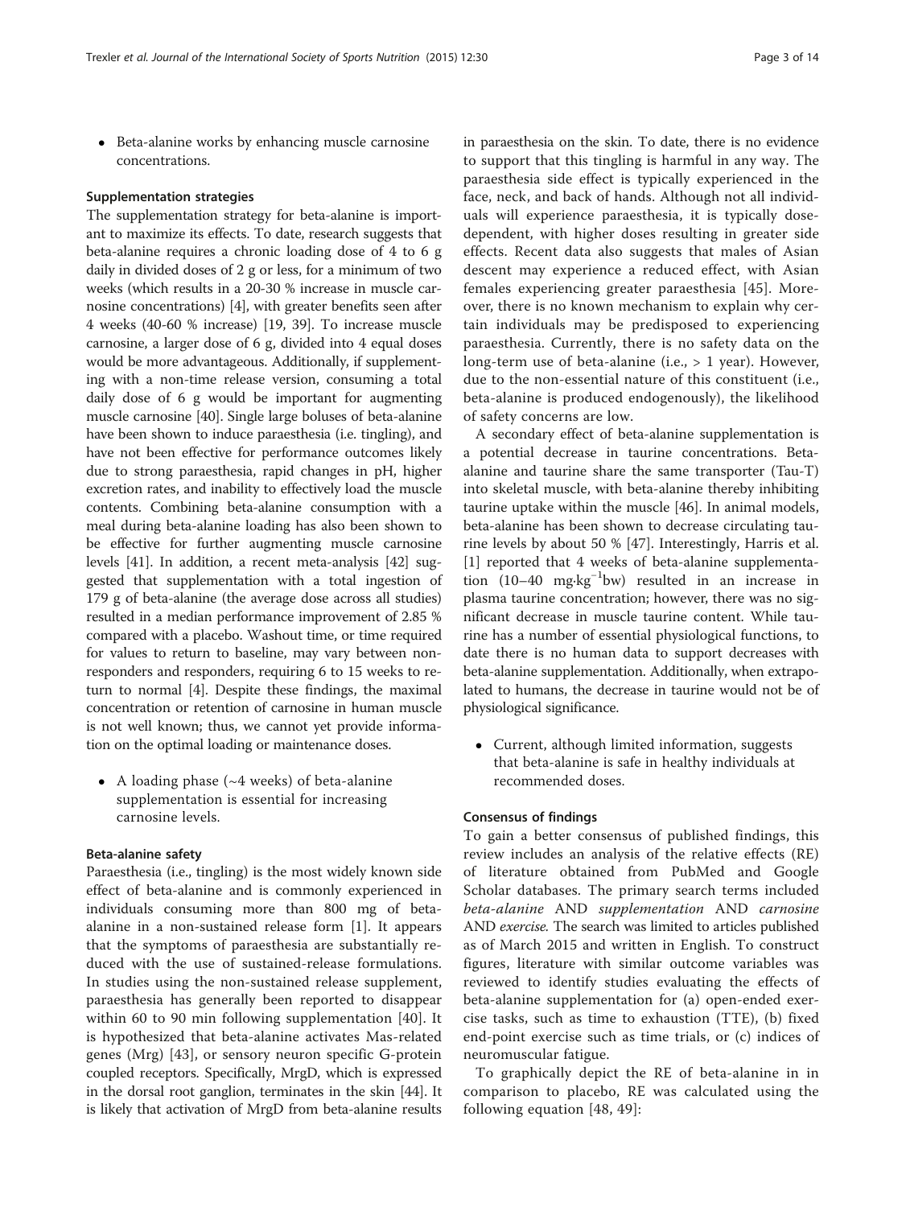- Beta-alanine works by enhancing muscle carnosine concentrations.

### Supplementation strategies

The supplementation strategy for beta-alanine is important to maximize its effects. To date, research suggests that beta-alanine requires a chronic loading dose of 4 to 6 g daily in divided doses of 2 g or less, for a minimum of two weeks (which results in a 20-30 % increase in muscle carnosine concentrations) [4], with greater benefits seen after 4 weeks (40-60 % increase) [19, 39]. To increase muscle carnosine, a larger dose of 6 g, divided into 4 equal doses would be more advantageous. Additionally, if supplementing with a non-time release version, consuming a total daily dose of 6 g would be important for augmenting muscle carnosine [40]. Single large boluses of beta-alanine have been shown to induce paraesthesia (i.e. tingling), and have not been effective for performance outcomes likely due to strong paraesthesia, rapid changes in pH, higher excretion rates, and inability to effectively load the muscle contents. Combining beta-alanine consumption with a meal during beta-alanine loading has also been shown to be effective for further augmenting muscle carnosine levels [41]. In addition, a recent meta-analysis [42] suggested that supplementation with a total ingestion of 179 g of beta-alanine (the average dose across all studies) resulted in a median performance improvement of 2.85 % compared with a placebo. Washout time, or time required for values to return to baseline, may vary between non-responders and responders, requiring 6 to 15 weeks to return to normal [4]. Despite these findings, the maximal concentration or retention of carnosine in human muscle is not well known; thus, we cannot yet provide information on the optimal loading or maintenance doses.

- A loading phase (~4 weeks) of beta-alanine supplementation is essential for increasing carnosine levels.

### Beta-alanine safety

Paraesthesia (i.e., tingling) is the most widely known side effect of beta-alanine and is commonly experienced in individuals consuming more than 800 mg of beta-alanine in a non-sustained release form [1]. It appears that the symptoms of paraesthesia are substantially reduced with the use of sustained-release formulations. In studies using the non-sustained release supplement, paraesthesia has generally been reported to disappear within 60 to 90 min following supplementation [40]. It is hypothesized that beta-alanine activates Mas-related genes (Mrg) [43], or sensory neuron specific G-protein coupled receptors. Specifically, MrgD, which is expressed in the dorsal root ganglion, terminates in the skin [44]. It is likely that activation of MrgD from beta-alanine results in paraesthesia on the skin. To date, there is no evidence to support that this tingling is harmful in any way. The paraesthesia side effect is typically experienced in the face, neck, and back of hands. Although not all individuals will experience paraesthesia, it is typically dose-dependent, with higher doses resulting in greater side effects. Recent data also suggests that males of Asian descent may experience a reduced effect, with Asian females experiencing greater paraesthesia [45]. Moreover, there is no known mechanism to explain why certain individuals may be predisposed to experiencing paraesthesia. Currently, there is no safety data on the long-term use of beta-alanine (i.e., > 1 year). However, due to the non-essential nature of this constituent (i.e., beta-alanine is produced endogenously), the likelihood of safety concerns are low.

A secondary effect of beta-alanine supplementation is a potential decrease in taurine concentrations. Beta-alanine and taurine share the same transporter (Tau-T) into skeletal muscle, with beta-alanine thereby inhibiting taurine uptake within the muscle [46]. In animal models, beta-alanine has been shown to decrease circulating taurine levels by about 50 % [47]. Interestingly, Harris et al. [1] reported that 4 weeks of beta-alanine supplementation (10–40 $mg{\cdot}kg^{-1}bw$) resulted in an increase in plasma taurine concentration; however, there was no significant decrease in muscle taurine content. While taurine has a number of essential physiological functions, to date there is no human data to support decreases with beta-alanine supplementation. Additionally, when extrapolated to humans, the decrease in taurine would not be of physiological significance.

- Current, although limited information, suggests that beta-alanine is safe in healthy individuals at recommended doses.

### Consensus of findings

To gain a better consensus of published findings, this review includes an analysis of the relative effects (RE) of literature obtained from PubMed and Google Scholar databases. The primary search terms included *beta-alanine* AND *supplementation* AND *carnosine* AND *exercise.* The search was limited to articles published as of March 2015 and written in English. To construct figures, literature with similar outcome variables was reviewed to identify studies evaluating the effects of beta-alanine supplementation for (a) open-ended exercise tasks, such as time to exhaustion (TTE), (b) fixed end-point exercise such as time trials, or (c) indices of neuromuscular fatigue.

To graphically depict the RE of beta-alanine in in comparison to placebo, RE was calculated using the following equation [48, 49]: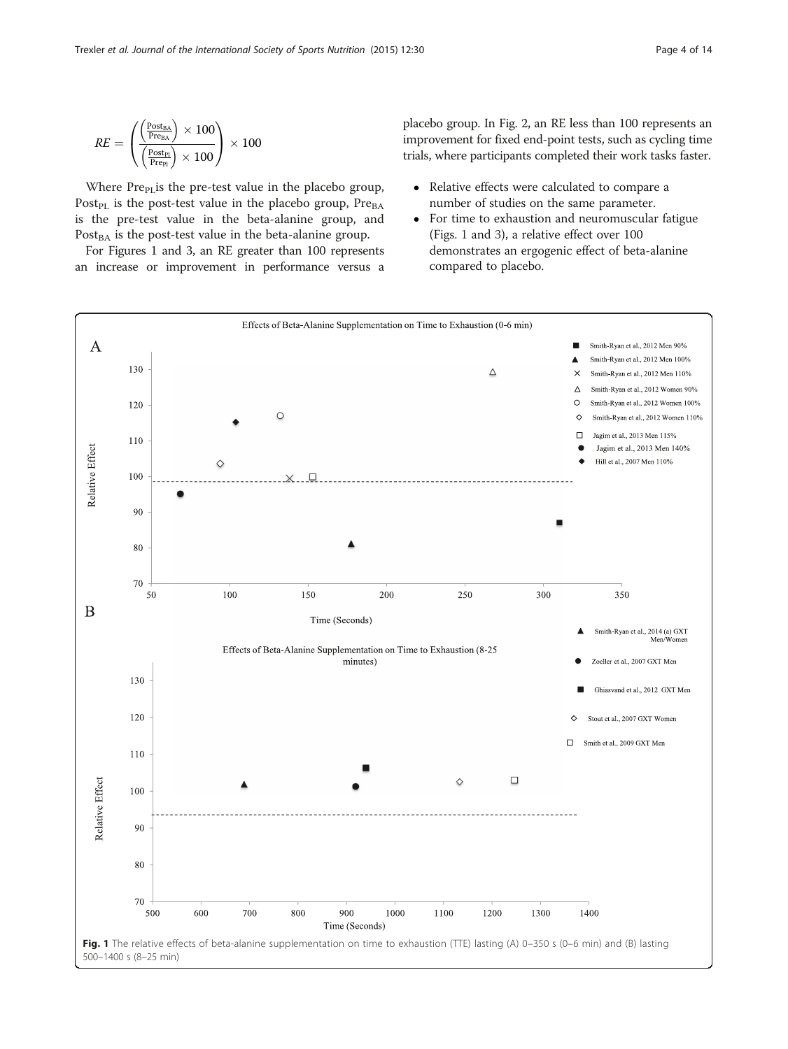$$RE = \left( \frac{\left(\frac{Post_{BA}}{Pre_{BA}}\right) \times 100}{\left(\frac{Post_{Pl}}{Pre_{Pl}}\right) \times 100} \right) \times 100$$

Where $Pre_{PL}$ is the pre-test value in the placebo group, $Post_{PL}$ is the post-test value in the placebo group, $Pre_{BA}$ is the pre-test value in the beta-alanine group, and $Post_{BA}$ is the post-test value in the beta-alanine group.

For Figures 1 and 3, an RE greater than 100 represents an increase or improvement in performance versus a placebo group. In Fig. 2, an RE less than 100 represents an improvement for fixed end-point tests, such as cycling time trials, where participants completed their work tasks faster.

- Relative effects were calculated to compare a number of studies on the same parameter.
- For time to exhaustion and neuromuscular fatigue (Figs. 1 and 3), a relative effect over 100 demonstrates an ergogenic effect of beta-alanine compared to placebo.

A

Effects of Beta-Alanine Supplementation on Time to Exhaustion (0-6 min)

Relative Effect

Time (Seconds)

70 80 90 100 110 120 130

50 100 150 200 250 300 350

Smith-Ryan et al., 2012 Men 90%
Smith-Ryan et al., 2012 Men 100%
Smith-Ryan et al., 2012 Men 110%
Smith-Ryan et al., 2012 Women 90%
Smith-Ryan et al., 2012 Women 100%
Smith-Ryan et al., 2012 Women 110%
Jagim et al., 2013 Men 115%
Jagim et al., 2013 Men 140%
Hill et al., 2007 Men 110%

B

Effects of Beta-Alanine Supplementation on Time to Exhaustion (8-25 minutes)

Relative Effect

Time (Seconds)

70 80 90 100 110 120 130

500 600 700 800 900 1000 1100 1200 1300 1400

Smith-Ryan et al., 2014 (a) GXT Men/Women
Zoeller et al., 2007 GXT Men
Ghiasvand et al., 2012 GXT Men
Stout et al., 2007 GXT Women
Smith et al., 2009 GXT Men

**Fig. 1** The relative effects of beta-alanine supplementation on time to exhaustion (TTE) lasting (A) 0–350 s (0–6 min) and (B) lasting 500–1400 s (8–25 min)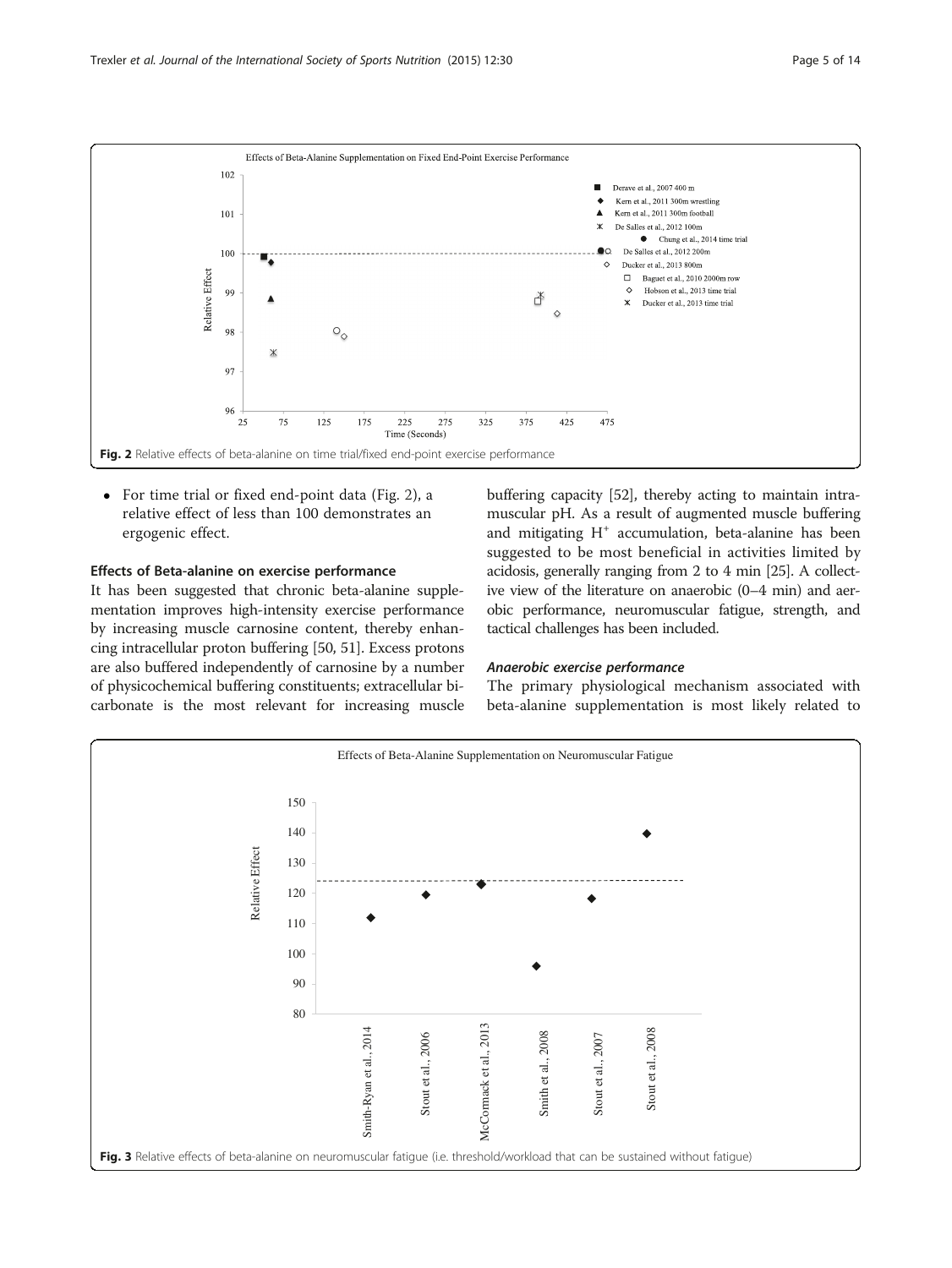Fig. 2 Relative effects of beta-alanine on time trial/fixed end-point exercise performance

- For time trial or fixed end-point data (Fig. 2), a relative effect of less than 100 demonstrates an ergogenic effect.

### Effects of Beta-alanine on exercise performance

It has been suggested that chronic beta-alanine supplementation improves high-intensity exercise performance by increasing muscle carnosine content, thereby enhancing intracellular proton buffering [50, 51]. Excess protons are also buffered independently of carnosine by a number of physicochemical buffering constituents; extracellular bicarbonate is the most relevant for increasing muscle buffering capacity [52], thereby acting to maintain intramuscular pH. As a result of augmented muscle buffering and mitigating $H^+$ accumulation, beta-alanine has been suggested to be most beneficial in activities limited by acidosis, generally ranging from 2 to 4 min [25]. A collective view of the literature on anaerobic (0–4 min) and aerobic performance, neuromuscular fatigue, strength, and tactical challenges has been included.

#### *Anaerobic exercise performance*

The primary physiological mechanism associated with beta-alanine supplementation is most likely related to

Fig. 3 Relative effects of beta-alanine on neuromuscular fatigue (i.e. threshold/workload that can be sustained without fatigue)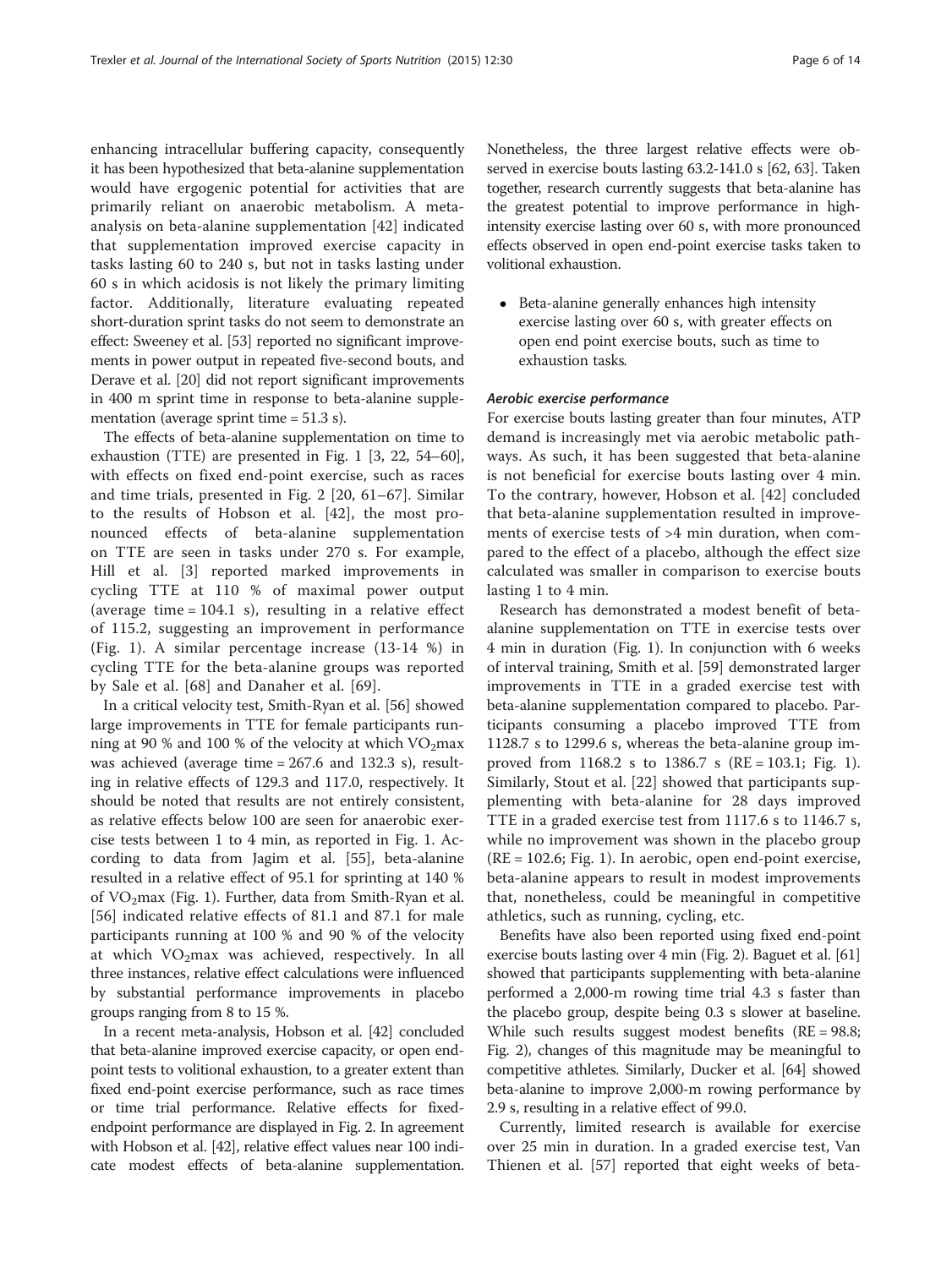enhancing intracellular buffering capacity, consequently it has been hypothesized that beta-alanine supplementation would have ergogenic potential for activities that are primarily reliant on anaerobic metabolism. A meta-analysis on beta-alanine supplementation [42] indicated that supplementation improved exercise capacity in tasks lasting 60 to 240 s, but not in tasks lasting under 60 s in which acidosis is not likely the primary limiting factor. Additionally, literature evaluating repeated short-duration sprint tasks do not seem to demonstrate an effect: Sweeney et al. [53] reported no significant improvements in power output in repeated five-second bouts, and Derave et al. [20] did not report significant improvements in 400 m sprint time in response to beta-alanine supplementation (average sprint time = 51.3 s).

The effects of beta-alanine supplementation on time to exhaustion (TTE) are presented in Fig. 1 [3, 22, 54–60], with effects on fixed end-point exercise, such as races and time trials, presented in Fig. 2 [20, 61–67]. Similar to the results of Hobson et al. [42], the most pronounced effects of beta-alanine supplementation on TTE are seen in tasks under 270 s. For example, Hill et al. [3] reported marked improvements in cycling TTE at 110 % of maximal power output (average time = 104.1 s), resulting in a relative effect of 115.2, suggesting an improvement in performance (Fig. 1). A similar percentage increase (13-14 %) in cycling TTE for the beta-alanine groups was reported by Sale et al. [68] and Danaher et al. [69].

In a critical velocity test, Smith-Ryan et al. [56] showed large improvements in TTE for female participants running at 90 % and 100 % of the velocity at which $VO_2$max was achieved (average time = 267.6 and 132.3 s), resulting in relative effects of 129.3 and 117.0, respectively. It should be noted that results are not entirely consistent, as relative effects below 100 are seen for anaerobic exercise tests between 1 to 4 min, as reported in Fig. 1. According to data from Jagim et al. [55], beta-alanine resulted in a relative effect of 95.1 for sprinting at 140 % of $VO_2$max (Fig. 1). Further, data from Smith-Ryan et al. [56] indicated relative effects of 81.1 and 87.1 for male participants running at 100 % and 90 % of the velocity at which $VO_2$max was achieved, respectively. In all three instances, relative effect calculations were influenced by substantial performance improvements in placebo groups ranging from 8 to 15 %.

In a recent meta-analysis, Hobson et al. [42] concluded that beta-alanine improved exercise capacity, or open end-point tests to volitional exhaustion, to a greater extent than fixed end-point exercise performance, such as race times or time trial performance. Relative effects for fixed-endpoint performance are displayed in Fig. 2. In agreement with Hobson et al. [42], relative effect values near 100 indicate modest effects of beta-alanine supplementation. Nonetheless, the three largest relative effects were observed in exercise bouts lasting 63.2-141.0 s [62, 63]. Taken together, research currently suggests that beta-alanine has the greatest potential to improve performance in high-intensity exercise lasting over 60 s, with more pronounced effects observed in open end-point exercise tasks taken to volitional exhaustion.

- Beta-alanine generally enhances high intensity exercise lasting over 60 s, with greater effects on open end point exercise bouts, such as time to exhaustion tasks.

#### *Aerobic exercise performance*

For exercise bouts lasting greater than four minutes, ATP demand is increasingly met via aerobic metabolic pathways. As such, it has been suggested that beta-alanine is not beneficial for exercise bouts lasting over 4 min. To the contrary, however, Hobson et al. [42] concluded that beta-alanine supplementation resulted in improvements of exercise tests of >4 min duration, when compared to the effect of a placebo, although the effect size calculated was smaller in comparison to exercise bouts lasting 1 to 4 min.

Research has demonstrated a modest benefit of beta-alanine supplementation on TTE in exercise tests over 4 min in duration (Fig. 1). In conjunction with 6 weeks of interval training, Smith et al. [59] demonstrated larger improvements in TTE in a graded exercise test with beta-alanine supplementation compared to placebo. Participants consuming a placebo improved TTE from 1128.7 s to 1299.6 s, whereas the beta-alanine group improved from 1168.2 s to 1386.7 s (RE = 103.1; Fig. 1). Similarly, Stout et al. [22] showed that participants supplementing with beta-alanine for 28 days improved TTE in a graded exercise test from 1117.6 s to 1146.7 s, while no improvement was shown in the placebo group (RE = 102.6; Fig. 1). In aerobic, open end-point exercise, beta-alanine appears to result in modest improvements that, nonetheless, could be meaningful in competitive athletics, such as running, cycling, etc.

Benefits have also been reported using fixed end-point exercise bouts lasting over 4 min (Fig. 2). Baguet et al. [61] showed that participants supplementing with beta-alanine performed a 2,000-m rowing time trial 4.3 s faster than the placebo group, despite being 0.3 s slower at baseline. While such results suggest modest benefits (RE = 98.8; Fig. 2), changes of this magnitude may be meaningful to competitive athletes. Similarly, Ducker et al. [64] showed beta-alanine to improve 2,000-m rowing performance by 2.9 s, resulting in a relative effect of 99.0.

Currently, limited research is available for exercise over 25 min in duration. In a graded exercise test, Van Thienen et al. [57] reported that eight weeks of beta-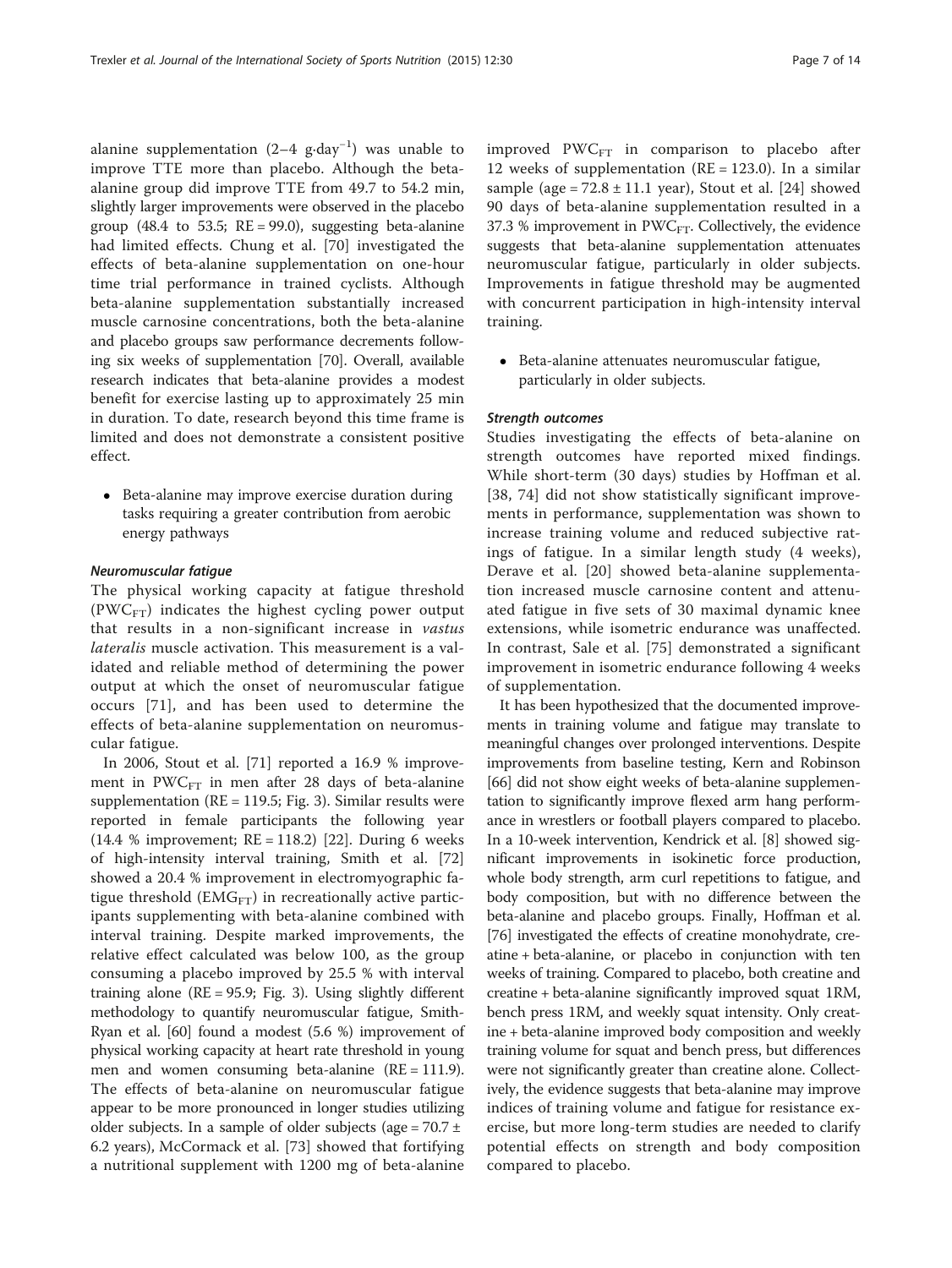alanine supplementation (2–4 $g{\cdot}day^{-1}$) was unable to improve TTE more than placebo. Although the beta-alanine group did improve TTE from 49.7 to 54.2 min, slightly larger improvements were observed in the placebo group (48.4 to 53.5; RE = 99.0), suggesting beta-alanine had limited effects. Chung et al. [70] investigated the effects of beta-alanine supplementation on one-hour time trial performance in trained cyclists. Although beta-alanine supplementation substantially increased muscle carnosine concentrations, both the beta-alanine and placebo groups saw performance decrements following six weeks of supplementation [70]. Overall, available research indicates that beta-alanine provides a modest benefit for exercise lasting up to approximately 25 min in duration. To date, research beyond this time frame is limited and does not demonstrate a consistent positive effect.

- Beta-alanine may improve exercise duration during tasks requiring a greater contribution from aerobic energy pathways

#### *Neuromuscular fatigue*

The physical working capacity at fatigue threshold ($PWC_{FT}$) indicates the highest cycling power output that results in a non-significant increase in *vastus lateralis* muscle activation. This measurement is a validated and reliable method of determining the power output at which the onset of neuromuscular fatigue occurs [71], and has been used to determine the effects of beta-alanine supplementation on neuromuscular fatigue.

In 2006, Stout et al. [71] reported a 16.9 % improvement in $PWC_{FT}$ in men after 28 days of beta-alanine supplementation (RE = 119.5; Fig. 3). Similar results were reported in female participants the following year (14.4 % improvement; RE = 118.2) [22]. During 6 weeks of high-intensity interval training, Smith et al. [72] showed a 20.4 % improvement in electromyographic fatigue threshold ($EMG_{FT}$) in recreationally active participants supplementing with beta-alanine combined with interval training. Despite marked improvements, the relative effect calculated was below 100, as the group consuming a placebo improved by 25.5 % with interval training alone (RE = 95.9; Fig. 3). Using slightly different methodology to quantify neuromuscular fatigue, Smith-Ryan et al. [60] found a modest (5.6 %) improvement of physical working capacity at heart rate threshold in young men and women consuming beta-alanine (RE = 111.9). The effects of beta-alanine on neuromuscular fatigue appear to be more pronounced in longer studies utilizing older subjects. In a sample of older subjects (age = 70.7 ± 6.2 years), McCormack et al. [73] showed that fortifying a nutritional supplement with 1200 mg of beta-alanine improved $PWC_{FT}$ in comparison to placebo after 12 weeks of supplementation (RE = 123.0). In a similar sample (age = 72.8 ± 11.1 year), Stout et al. [24] showed 90 days of beta-alanine supplementation resulted in a 37.3 % improvement in $PWC_{FT}$. Collectively, the evidence suggests that beta-alanine supplementation attenuates neuromuscular fatigue, particularly in older subjects. Improvements in fatigue threshold may be augmented with concurrent participation in high-intensity interval training.

- Beta-alanine attenuates neuromuscular fatigue, particularly in older subjects.

#### *Strength outcomes*

Studies investigating the effects of beta-alanine on strength outcomes have reported mixed findings. While short-term (30 days) studies by Hoffman et al. [38, 74] did not show statistically significant improvements in performance, supplementation was shown to increase training volume and reduced subjective ratings of fatigue. In a similar length study (4 weeks), Derave et al. [20] showed beta-alanine supplementation increased muscle carnosine content and attenuated fatigue in five sets of 30 maximal dynamic knee extensions, while isometric endurance was unaffected. In contrast, Sale et al. [75] demonstrated a significant improvement in isometric endurance following 4 weeks of supplementation.

It has been hypothesized that the documented improvements in training volume and fatigue may translate to meaningful changes over prolonged interventions. Despite improvements from baseline testing, Kern and Robinson [66] did not show eight weeks of beta-alanine supplementation to significantly improve flexed arm hang performance in wrestlers or football players compared to placebo. In a 10-week intervention, Kendrick et al. [8] showed significant improvements in isokinetic force production, whole body strength, arm curl repetitions to fatigue, and body composition, but with no difference between the beta-alanine and placebo groups. Finally, Hoffman et al. [76] investigated the effects of creatine monohydrate, creatine + beta-alanine, or placebo in conjunction with ten weeks of training. Compared to placebo, both creatine and creatine + beta-alanine significantly improved squat 1RM, bench press 1RM, and weekly squat intensity. Only creatine + beta-alanine improved body composition and weekly training volume for squat and bench press, but differences were not significantly greater than creatine alone. Collectively, the evidence suggests that beta-alanine may improve indices of training volume and fatigue for resistance exercise, but more long-term studies are needed to clarify potential effects on strength and body composition compared to placebo.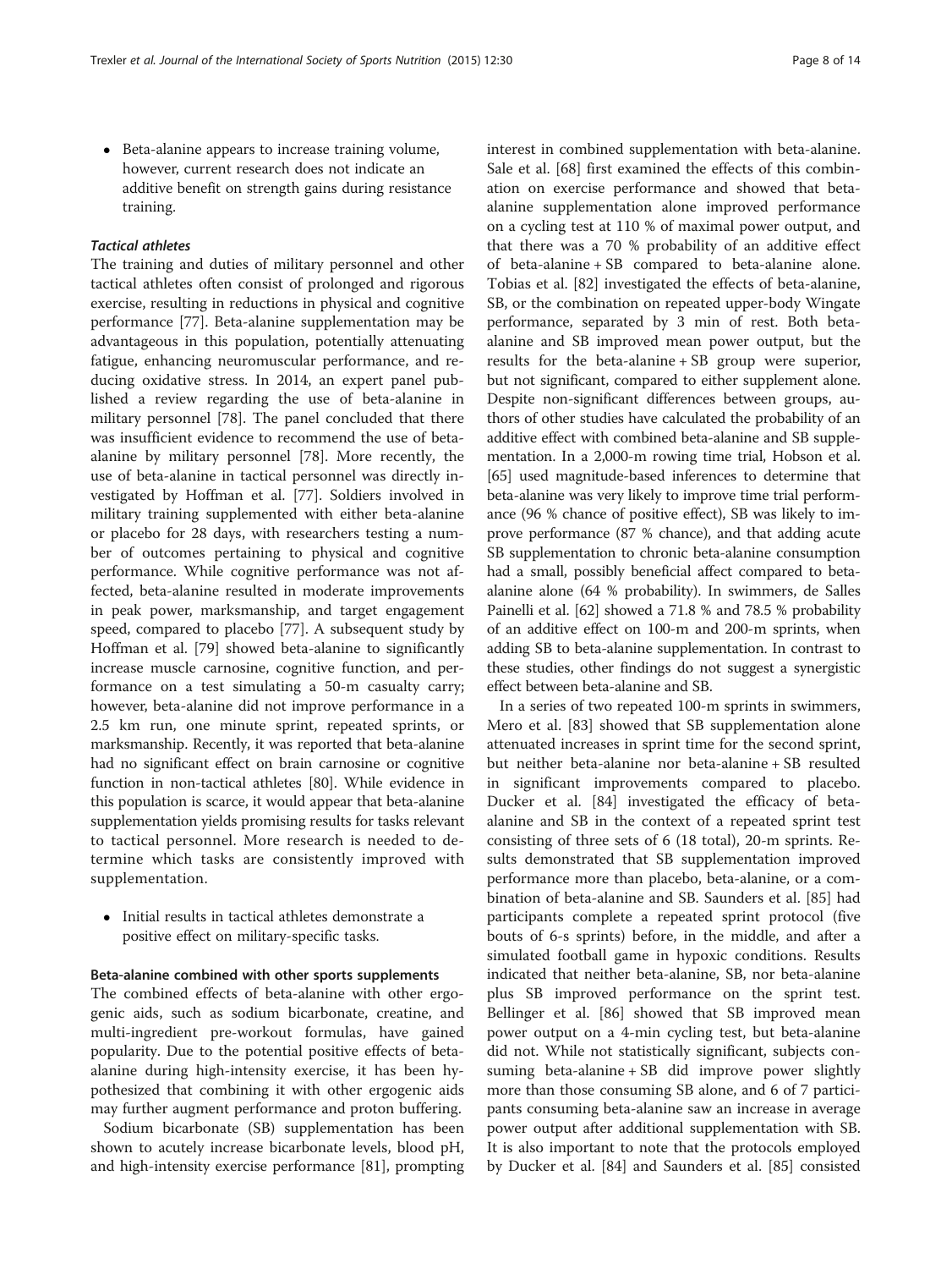- Beta-alanine appears to increase training volume, however, current research does not indicate an additive benefit on strength gains during resistance training.

#### *Tactical athletes*

The training and duties of military personnel and other tactical athletes often consist of prolonged and rigorous exercise, resulting in reductions in physical and cognitive performance [77]. Beta-alanine supplementation may be advantageous in this population, potentially attenuating fatigue, enhancing neuromuscular performance, and reducing oxidative stress. In 2014, an expert panel published a review regarding the use of beta-alanine in military personnel [78]. The panel concluded that there was insufficient evidence to recommend the use of beta-alanine by military personnel [78]. More recently, the use of beta-alanine in tactical personnel was directly investigated by Hoffman et al. [77]. Soldiers involved in military training supplemented with either beta-alanine or placebo for 28 days, with researchers testing a number of outcomes pertaining to physical and cognitive performance. While cognitive performance was not affected, beta-alanine resulted in moderate improvements in peak power, marksmanship, and target engagement speed, compared to placebo [77]. A subsequent study by Hoffman et al. [79] showed beta-alanine to significantly increase muscle carnosine, cognitive function, and performance on a test simulating a 50-m casualty carry; however, beta-alanine did not improve performance in a 2.5 km run, one minute sprint, repeated sprints, or marksmanship. Recently, it was reported that beta-alanine had no significant effect on brain carnosine or cognitive function in non-tactical athletes [80]. While evidence in this population is scarce, it would appear that beta-alanine supplementation yields promising results for tasks relevant to tactical personnel. More research is needed to determine which tasks are consistently improved with supplementation.

- Initial results in tactical athletes demonstrate a positive effect on military-specific tasks.

### Beta-alanine combined with other sports supplements

The combined effects of beta-alanine with other ergogenic aids, such as sodium bicarbonate, creatine, and multi-ingredient pre-workout formulas, have gained popularity. Due to the potential positive effects of beta-alanine during high-intensity exercise, it has been hypothesized that combining it with other ergogenic aids may further augment performance and proton buffering.

Sodium bicarbonate (SB) supplementation has been shown to acutely increase bicarbonate levels, blood pH, and high-intensity exercise performance [81], prompting interest in combined supplementation with beta-alanine. Sale et al. [68] first examined the effects of this combination on exercise performance and showed that beta-alanine supplementation alone improved performance on a cycling test at 110 % of maximal power output, and that there was a 70 % probability of an additive effect of beta-alanine + SB compared to beta-alanine alone. Tobias et al. [82] investigated the effects of beta-alanine, SB, or the combination on repeated upper-body Wingate performance, separated by 3 min of rest. Both beta-alanine and SB improved mean power output, but the results for the beta-alanine + SB group were superior, but not significant, compared to either supplement alone. Despite non-significant differences between groups, authors of other studies have calculated the probability of an additive effect with combined beta-alanine and SB supplementation. In a 2,000-m rowing time trial, Hobson et al. [65] used magnitude-based inferences to determine that beta-alanine was very likely to improve time trial performance (96 % chance of positive effect), SB was likely to improve performance (87 % chance), and that adding acute SB supplementation to chronic beta-alanine consumption had a small, possibly beneficial affect compared to beta-alanine alone (64 % probability). In swimmers, de Salles Painelli et al. [62] showed a 71.8 % and 78.5 % probability of an additive effect on 100-m and 200-m sprints, when adding SB to beta-alanine supplementation. In contrast to these studies, other findings do not suggest a synergistic effect between beta-alanine and SB.

In a series of two repeated 100-m sprints in swimmers, Mero et al. [83] showed that SB supplementation alone attenuated increases in sprint time for the second sprint, but neither beta-alanine nor beta-alanine + SB resulted in significant improvements compared to placebo. Ducker et al. [84] investigated the efficacy of beta-alanine and SB in the context of a repeated sprint test consisting of three sets of 6 (18 total), 20-m sprints. Results demonstrated that SB supplementation improved performance more than placebo, beta-alanine, or a combination of beta-alanine and SB. Saunders et al. [85] had participants complete a repeated sprint protocol (five bouts of 6-s sprints) before, in the middle, and after a simulated football game in hypoxic conditions. Results indicated that neither beta-alanine, SB, nor beta-alanine plus SB improved performance on the sprint test. Bellinger et al. [86] showed that SB improved mean power output on a 4-min cycling test, but beta-alanine did not. While not statistically significant, subjects consuming beta-alanine + SB did improve power slightly more than those consuming SB alone, and 6 of 7 participants consuming beta-alanine saw an increase in average power output after additional supplementation with SB. It is also important to note that the protocols employed by Ducker et al. [84] and Saunders et al. [85] consisted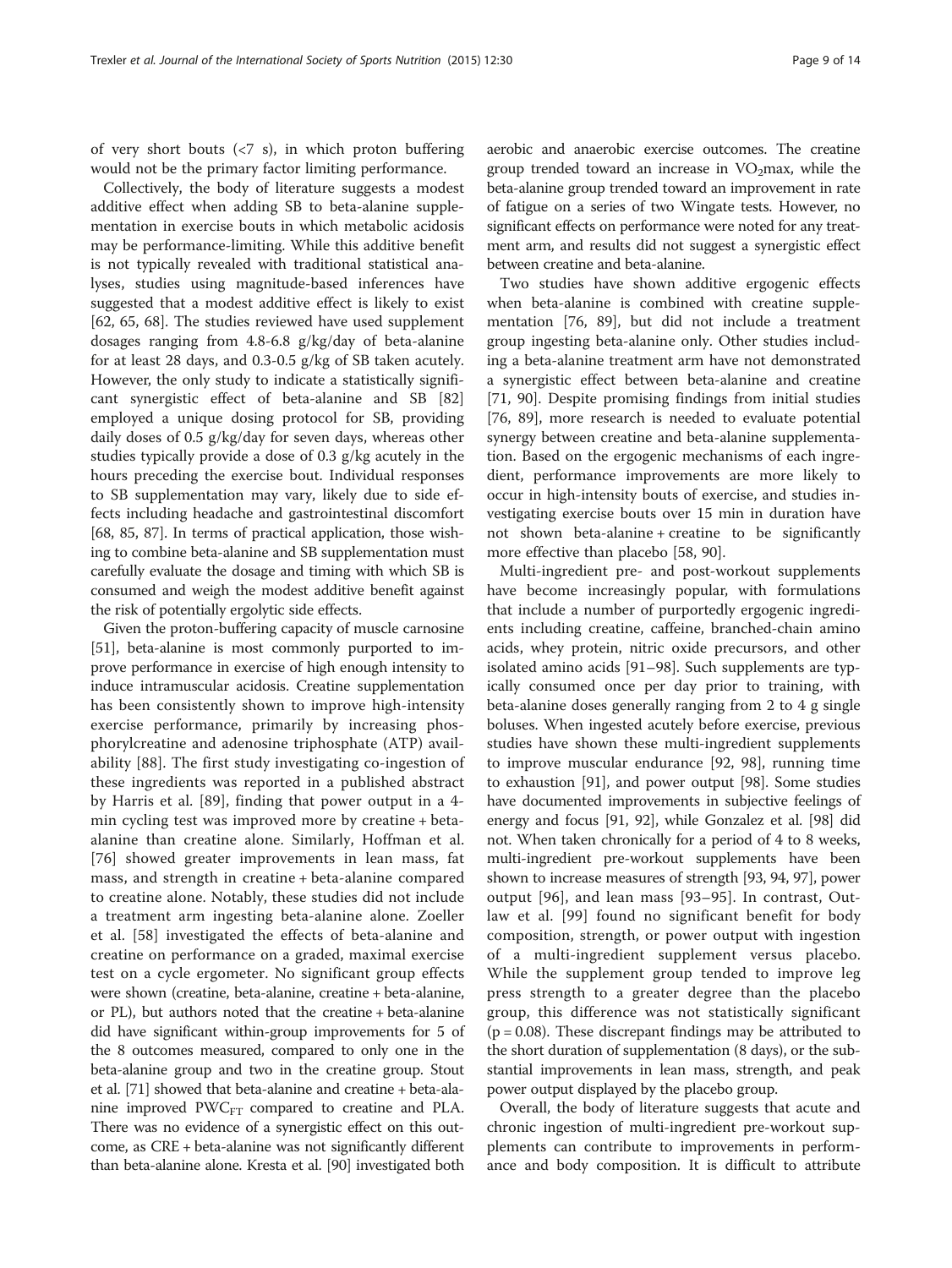of very short bouts (<7 s), in which proton buffering would not be the primary factor limiting performance.

Collectively, the body of literature suggests a modest additive effect when adding SB to beta-alanine supplementation in exercise bouts in which metabolic acidosis may be performance-limiting. While this additive benefit is not typically revealed with traditional statistical analyses, studies using magnitude-based inferences have suggested that a modest additive effect is likely to exist [62, 65, 68]. The studies reviewed have used supplement dosages ranging from 4.8-6.8 g/kg/day of beta-alanine for at least 28 days, and 0.3-0.5 g/kg of SB taken acutely. However, the only study to indicate a statistically significant synergistic effect of beta-alanine and SB [82] employed a unique dosing protocol for SB, providing daily doses of 0.5 g/kg/day for seven days, whereas other studies typically provide a dose of 0.3 g/kg acutely in the hours preceding the exercise bout. Individual responses to SB supplementation may vary, likely due to side effects including headache and gastrointestinal discomfort [68, 85, 87]. In terms of practical application, those wishing to combine beta-alanine and SB supplementation must carefully evaluate the dosage and timing with which SB is consumed and weigh the modest additive benefit against the risk of potentially ergolytic side effects.

Given the proton-buffering capacity of muscle carnosine [51], beta-alanine is most commonly purported to improve performance in exercise of high enough intensity to induce intramuscular acidosis. Creatine supplementation has been consistently shown to improve high-intensity exercise performance, primarily by increasing phosphorylcreatine and adenosine triphosphate (ATP) availability [88]. The first study investigating co-ingestion of these ingredients was reported in a published abstract by Harris et al. [89], finding that power output in a 4-min cycling test was improved more by creatine + beta-alanine than creatine alone. Similarly, Hoffman et al. [76] showed greater improvements in lean mass, fat mass, and strength in creatine + beta-alanine compared to creatine alone. Notably, these studies did not include a treatment arm ingesting beta-alanine alone. Zoeller et al. [58] investigated the effects of beta-alanine and creatine on performance on a graded, maximal exercise test on a cycle ergometer. No significant group effects were shown (creatine, beta-alanine, creatine + beta-alanine, or PL), but authors noted that the creatine + beta-alanine did have significant within-group improvements for 5 of the 8 outcomes measured, compared to only one in the beta-alanine group and two in the creatine group. Stout et al. [71] showed that beta-alanine and creatine + beta-alanine improved $PWC_{FT}$ compared to creatine and PLA. There was no evidence of a synergistic effect on this outcome, as CRE + beta-alanine was not significantly different than beta-alanine alone. Kresta et al. [90] investigated both aerobic and anaerobic exercise outcomes. The creatine group trended toward an increase in $VO_2$max, while the beta-alanine group trended toward an improvement in rate of fatigue on a series of two Wingate tests. However, no significant effects on performance were noted for any treatment arm, and results did not suggest a synergistic effect between creatine and beta-alanine.

Two studies have shown additive ergogenic effects when beta-alanine is combined with creatine supplementation [76, 89], but did not include a treatment group ingesting beta-alanine only. Other studies including a beta-alanine treatment arm have not demonstrated a synergistic effect between beta-alanine and creatine [71, 90]. Despite promising findings from initial studies [76, 89], more research is needed to evaluate potential synergy between creatine and beta-alanine supplementation. Based on the ergogenic mechanisms of each ingredient, performance improvements are more likely to occur in high-intensity bouts of exercise, and studies investigating exercise bouts over 15 min in duration have not shown beta-alanine + creatine to be significantly more effective than placebo [58, 90].

Multi-ingredient pre- and post-workout supplements have become increasingly popular, with formulations that include a number of purportedly ergogenic ingredients including creatine, caffeine, branched-chain amino acids, whey protein, nitric oxide precursors, and other isolated amino acids [91–98]. Such supplements are typically consumed once per day prior to training, with beta-alanine doses generally ranging from 2 to 4 g single boluses. When ingested acutely before exercise, previous studies have shown these multi-ingredient supplements to improve muscular endurance [92, 98], running time to exhaustion [91], and power output [98]. Some studies have documented improvements in subjective feelings of energy and focus [91, 92], while Gonzalez et al. [98] did not. When taken chronically for a period of 4 to 8 weeks, multi-ingredient pre-workout supplements have been shown to increase measures of strength [93, 94, 97], power output [96], and lean mass [93–95]. In contrast, Outlaw et al. [99] found no significant benefit for body composition, strength, or power output with ingestion of a multi-ingredient supplement versus placebo. While the supplement group tended to improve leg press strength to a greater degree than the placebo group, this difference was not statistically significant ($p = 0.08$). These discrepant findings may be attributed to the short duration of supplementation (8 days), or the substantial improvements in lean mass, strength, and peak power output displayed by the placebo group.

Overall, the body of literature suggests that acute and chronic ingestion of multi-ingredient pre-workout supplements can contribute to improvements in performance and body composition. It is difficult to attribute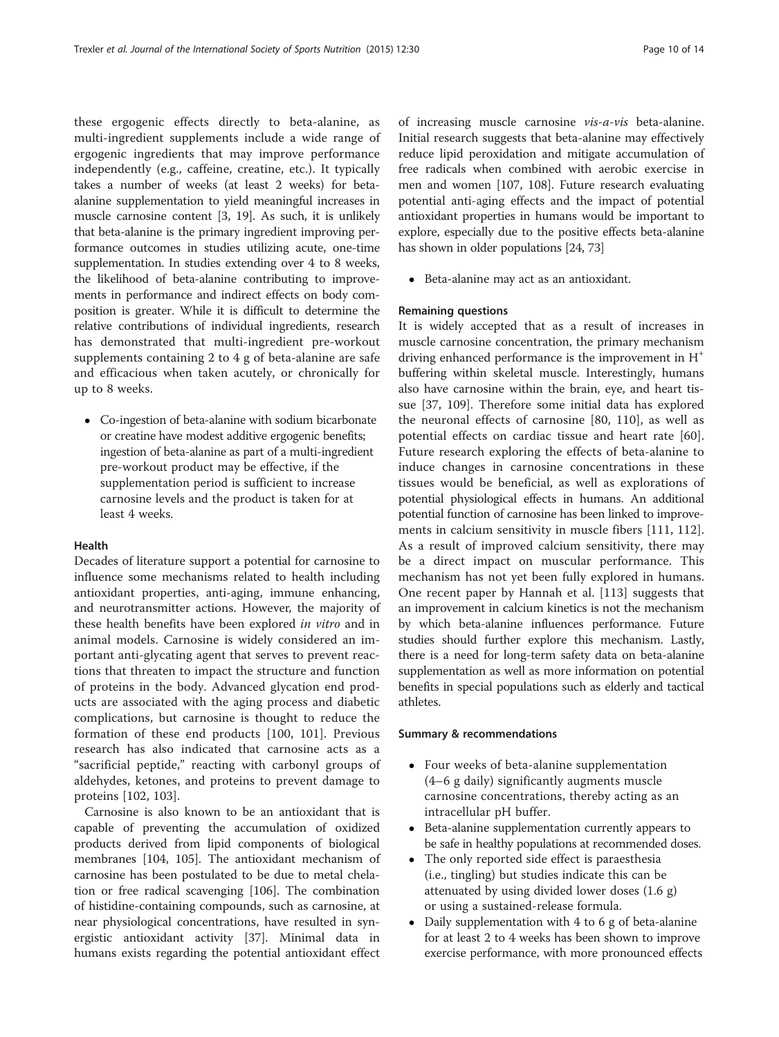these ergogenic effects directly to beta-alanine, as multi-ingredient supplements include a wide range of ergogenic ingredients that may improve performance independently (e.g., caffeine, creatine, etc.). It typically takes a number of weeks (at least 2 weeks) for beta-alanine supplementation to yield meaningful increases in muscle carnosine content [3, 19]. As such, it is unlikely that beta-alanine is the primary ingredient improving performance outcomes in studies utilizing acute, one-time supplementation. In studies extending over 4 to 8 weeks, the likelihood of beta-alanine contributing to improvements in performance and indirect effects on body composition is greater. While it is difficult to determine the relative contributions of individual ingredients, research has demonstrated that multi-ingredient pre-workout supplements containing 2 to 4 g of beta-alanine are safe and efficacious when taken acutely, or chronically for up to 8 weeks.

- Co-ingestion of beta-alanine with sodium bicarbonate or creatine have modest additive ergogenic benefits; ingestion of beta-alanine as part of a multi-ingredient pre-workout product may be effective, if the supplementation period is sufficient to increase carnosine levels and the product is taken for at least 4 weeks.

### Health

Decades of literature support a potential for carnosine to influence some mechanisms related to health including antioxidant properties, anti-aging, immune enhancing, and neurotransmitter actions. However, the majority of these health benefits have been explored *in vitro* and in animal models. Carnosine is widely considered an important anti-glycating agent that serves to prevent reactions that threaten to impact the structure and function of proteins in the body. Advanced glycation end products are associated with the aging process and diabetic complications, but carnosine is thought to reduce the formation of these end products [100, 101]. Previous research has also indicated that carnosine acts as a "sacrificial peptide," reacting with carbonyl groups of aldehydes, ketones, and proteins to prevent damage to proteins [102, 103].

Carnosine is also known to be an antioxidant that is capable of preventing the accumulation of oxidized products derived from lipid components of biological membranes [104, 105]. The antioxidant mechanism of carnosine has been postulated to be due to metal chelation or free radical scavenging [106]. The combination of histidine-containing compounds, such as carnosine, at near physiological concentrations, have resulted in synergistic antioxidant activity [37]. Minimal data in humans exists regarding the potential antioxidant effect of increasing muscle carnosine *vis-a-vis* beta-alanine. Initial research suggests that beta-alanine may effectively reduce lipid peroxidation and mitigate accumulation of free radicals when combined with aerobic exercise in men and women [107, 108]. Future research evaluating potential anti-aging effects and the impact of potential antioxidant properties in humans would be important to explore, especially due to the positive effects beta-alanine has shown in older populations [24, 73]

- Beta-alanine may act as an antioxidant.

### Remaining questions

It is widely accepted that as a result of increases in muscle carnosine concentration, the primary mechanism driving enhanced performance is the improvement in $H^+$ buffering within skeletal muscle. Interestingly, humans also have carnosine within the brain, eye, and heart tissue [37, 109]. Therefore some initial data has explored the neuronal effects of carnosine [80, 110], as well as potential effects on cardiac tissue and heart rate [60]. Future research exploring the effects of beta-alanine to induce changes in carnosine concentrations in these tissues would be beneficial, as well as explorations of potential physiological effects in humans. An additional potential function of carnosine has been linked to improvements in calcium sensitivity in muscle fibers [111, 112]. As a result of improved calcium sensitivity, there may be a direct impact on muscular performance. This mechanism has not yet been fully explored in humans. One recent paper by Hannah et al. [113] suggests that an improvement in calcium kinetics is not the mechanism by which beta-alanine influences performance. Future studies should further explore this mechanism. Lastly, there is a need for long-term safety data on beta-alanine supplementation as well as more information on potential benefits in special populations such as elderly and tactical athletes.

### Summary & recommendations

- Four weeks of beta-alanine supplementation (4–6 g daily) significantly augments muscle carnosine concentrations, thereby acting as an intracellular pH buffer.
- Beta-alanine supplementation currently appears to be safe in healthy populations at recommended doses.
- The only reported side effect is paraesthesia (i.e., tingling) but studies indicate this can be attenuated by using divided lower doses (1.6 g) or using a sustained-release formula.
- Daily supplementation with 4 to 6 g of beta-alanine for at least 2 to 4 weeks has been shown to improve exercise performance, with more pronounced effects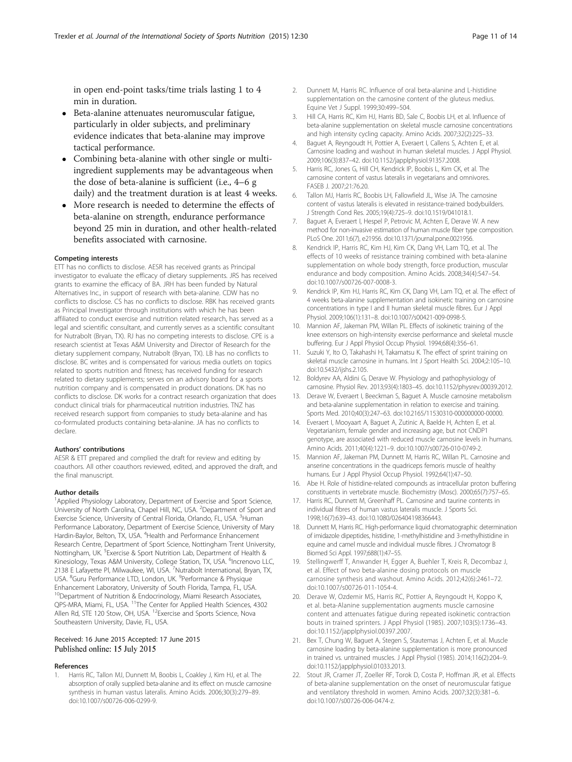in open end-point tasks/time trials lasting 1 to 4 min in duration.

- Beta-alanine attenuates neuromuscular fatigue, particularly in older subjects, and preliminary evidence indicates that beta-alanine may improve tactical performance.
- Combining beta-alanine with other single or multi-ingredient supplements may be advantageous when the dose of beta-alanine is sufficient (i.e., 4–6 g daily) and the treatment duration is at least 4 weeks.
- More research is needed to determine the effects of beta-alanine on strength, endurance performance beyond 25 min in duration, and other health-related benefits associated with carnosine.

#### Competing interests

ETT has no conflicts to disclose. AESR has received grants as Principal investigator to evaluate the efficacy of dietary supplements. JRS has received grants to examine the efficacy of BA. JRH has been funded by Natural Alternatives Inc., in support of research with beta-alanine. CDW has no conflicts to disclose. CS has no conflicts to disclose. RBK has received grants as Principal Investigator through institutions with which he has been affiliated to conduct exercise and nutrition related research, has served as a legal and scientific consultant, and currently serves as a scientific consultant for Nutrabolt (Bryan, TX). RJ has no competing interests to disclose. CPE is a research scientist at Texas A&M University and Director of Research for the dietary supplement company, Nutrabolt (Bryan, TX). LB has no conflicts to disclose. BC writes and is compensated for various media outlets on topics related to sports nutrition and fitness; has received funding for research related to dietary supplements; serves on an advisory board for a sports nutrition company and is compensated in product donations. DK has no conflicts to disclose. DK works for a contract research organization that does conduct clinical trials for pharmaceutical nutrition industries. TNZ has received research support from companies to study beta-alanine and has co-formulated products containing beta-alanine. JA has no conflicts to declare.

#### Authors' contributions

AESR & ETT prepared and complied the draft for review and editing by coauthors. All other coauthors reviewed, edited, and approved the draft, and the final manuscript.

#### Author details

[1]Applied Physiology Laboratory, Department of Exercise and Sport Science, University of North Carolina, Chapel Hill, NC, USA. [2]Department of Sport and Exercise Science, University of Central Florida, Orlando, FL, USA. [3]Human Performance Laboratory, Department of Exercise Science, University of Mary Hardin-Baylor, Belton, TX, USA. [4]Health and Performance Enhancement Research Centre, Department of Sport Science, Nottingham Trent University, Nottingham, UK. [5]Exercise & Sport Nutrition Lab, Department of Health & Kinesiology, Texas A&M University, College Station, TX, USA. [6]Increnovo LLC, 2138 E Lafayette Pl, Milwaukee, WI, USA. [7]Nutrabolt International, Bryan, TX, USA. [8]Guru Performance LTD, London, UK. [9]Performance & Physique Enhancement Laboratory, University of South Florida, Tampa, FL, USA. [10]Department of Nutrition & Endocrinology, Miami Research Associates, QPS-MRA, Miami, FL, USA. [11]The Center for Applied Health Sciences, 4302 Allen Rd, STE 120 Stow, OH, USA. [12]Exercise and Sports Science, Nova Southeastern University, Davie, FL, USA.

Received: 16 June 2015 Accepted: 17 June 2015
Published online: 15 July 2015

#### References

1. Harris RC, Tallon MJ, Dunnett M, Boobis L, Coakley J, Kim HJ, et al. The absorption of orally supplied beta-alanine and its effect on muscle carnosine synthesis in human vastus lateralis. Amino Acids. 2006;30(3):279–89. doi:10.1007/s00726-006-0299-9.
2. Dunnett M, Harris RC. Influence of oral beta-alanine and L-histidine supplementation on the carnosine content of the gluteus medius. Equine Vet J Suppl. 1999;30:499–504.
3. Hill CA, Harris RC, Kim HJ, Harris BD, Sale C, Boobis LH, et al. Influence of beta-alanine supplementation on skeletal muscle carnosine concentrations and high intensity cycling capacity. Amino Acids. 2007;32(2):225–33.
4. Baguet A, Reyngoudt H, Pottier A, Everaert I, Callens S, Achten E, et al. Carnosine loading and washout in human skeletal muscles. J Appl Physiol. 2009;106(3):837–42. doi:10.1152/japplphysiol.91357.2008.
5. Harris RC, Jones G, Hill CH, Kendrick IP, Boobis L, Kim CK, et al. The carnosine content of vastus lateralis in vegetarians and omnivores. FASEB J. 2007;21:76.20.
6. Tallon MJ, Harris RC, Boobis LH, Fallowfield JL, Wise JA. The carnosine content of vastus lateralis is elevated in resistance-trained bodybuilders. J Strength Cond Res. 2005;19(4):725–9. doi:10.1519/041018.1.
7. Baguet A, Everaert I, Hespel P, Petrovic M, Achten E, Derave W. A new method for non-invasive estimation of human muscle fiber type composition. PLoS One. 2011;6(7), e21956. doi:10.1371/journal.pone.0021956.
8. Kendrick IP, Harris RC, Kim HJ, Kim CK, Dang VH, Lam TQ, et al. The effects of 10 weeks of resistance training combined with beta-alanine supplementation on whole body strength, force production, muscular endurance and body composition. Amino Acids. 2008;34(4):547–54. doi:10.1007/s00726-007-0008-3.
9. Kendrick IP, Kim HJ, Harris RC, Kim CK, Dang VH, Lam TQ, et al. The effect of 4 weeks beta-alanine supplementation and isokinetic training on carnosine concentrations in type I and II human skeletal muscle fibres. Eur J Appl Physiol. 2009;106(1):131–8. doi:10.1007/s00421-009-0998-5.
10. Mannion AF, Jakeman PM, Willan PL. Effects of isokinetic training of the knee extensors on high-intensity exercise performance and skeletal muscle buffering. Eur J Appl Physiol Occup Physiol. 1994;68(4):356–61.
11. Suzuki Y, Ito O, Takahashi H, Takamatsu K. The effect of sprint training on skeletal muscle carnosine in humans. Int J Sport Health Sci. 2004;2:105–10. doi:10.5432/ijshs.2.105.
12. Boldyrev AA, Aldini G, Derave W. Physiology and pathophysiology of carnosine. Physiol Rev. 2013;93(4):1803–45. doi:10.1152/physrev.00039.2012.
13. Derave W, Everaert I, Beeckman S, Baguet A. Muscle carnosine metabolism and beta-alanine supplementation in relation to exercise and training. Sports Med. 2010;40(3):247–63. doi:10.2165/11530310-000000000-00000.
14. Everaert I, Mooyaart A, Baguet A, Zutinic A, Baelde H, Achten E, et al. Vegetarianism, female gender and increasing age, but not CNDP1 genotype, are associated with reduced muscle carnosine levels in humans. Amino Acids. 2011;40(4):1221–9. doi:10.1007/s00726-010-0749-2.
15. Mannion AF, Jakeman PM, Dunnett M, Harris RC, Willan PL. Carnosine and anserine concentrations in the quadriceps femoris muscle of healthy humans. Eur J Appl Physiol Occup Physiol. 1992;64(1):47–50.
16. Abe H. Role of histidine-related compounds as intracellular proton buffering constituents in vertebrate muscle. Biochemistry (Mosc). 2000;65(7):757–65.
17. Harris RC, Dunnett M, Greenhaff PL. Carnosine and taurine contents in individual fibres of human vastus lateralis muscle. J Sports Sci. 1998;16(7):639–43. doi:10.1080/026404198366443.
18. Dunnett M, Harris RC. High-performance liquid chromatographic determination of imidazole dipeptides, histidine, 1-methylhistidine and 3-methylhistidine in equine and camel muscle and individual muscle fibres. J Chromatogr B Biomed Sci Appl. 1997;688(1):47–55.
19. Stellingwerff T, Anwander H, Egger A, Buehler T, Kreis R, Decombaz J, et al. Effect of two beta-alanine dosing protocols on muscle carnosine synthesis and washout. Amino Acids. 2012;42(6):2461–72. doi:10.1007/s00726-011-1054-4.
20. Derave W, Ozdemir MS, Harris RC, Pottier A, Reyngoudt H, Koppo K, et al. beta-Alanine supplementation augments muscle carnosine content and attenuates fatigue during repeated isokinetic contraction bouts in trained sprinters. J Appl Physiol (1985). 2007;103(5):1736–43. doi:10.1152/japplphysiol.00397.2007.
21. Bex T, Chung W, Baguet A, Stegen S, Stautemas J, Achten E, et al. Muscle carnosine loading by beta-alanine supplementation is more pronounced in trained vs. untrained muscles. J Appl Physiol (1985). 2014;116(2):204–9. doi:10.1152/japplphysiol.01033.2013.
22. Stout JR, Cramer JT, Zoeller RF, Torok D, Costa P, Hoffman JR, et al. Effects of beta-alanine supplementation on the onset of neuromuscular fatigue and ventilatory threshold in women. Amino Acids. 2007;32(3):381–6. doi:10.1007/s00726-006-0474-z.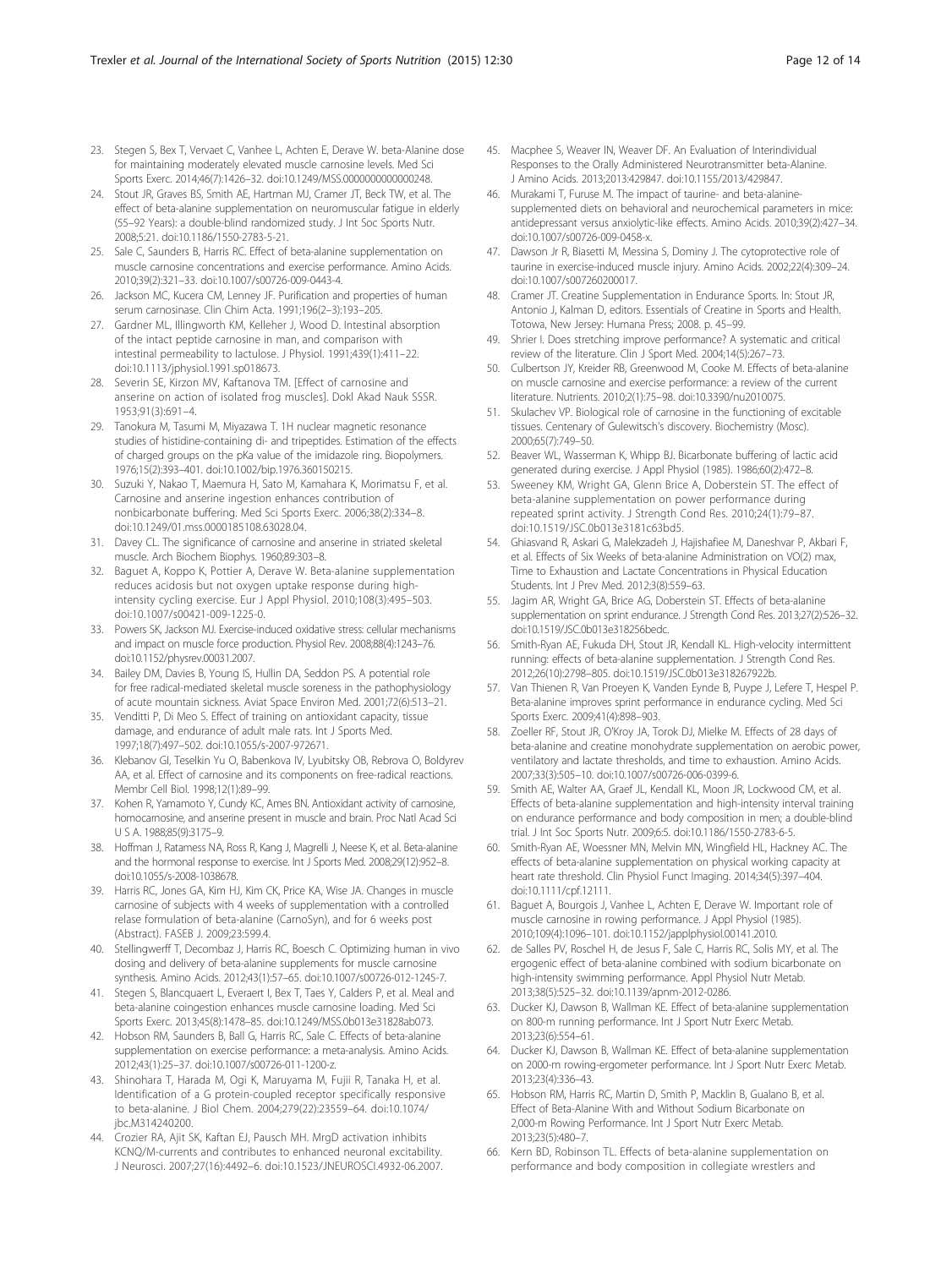23. Stegen S, Bex T, Vervaet C, Vanhee L, Achten E, Derave W. beta-Alanine dose for maintaining moderately elevated muscle carnosine levels. Med Sci Sports Exerc. 2014;46(7):1426–32. doi:10.1249/MSS.0000000000000248.
24. Stout JR, Graves BS, Smith AE, Hartman MJ, Cramer JT, Beck TW, et al. The effect of beta-alanine supplementation on neuromuscular fatigue in elderly (55–92 Years): a double-blind randomized study. J Int Soc Sports Nutr. 2008;5:21. doi:10.1186/1550-2783-5-21.
25. Sale C, Saunders B, Harris RC. Effect of beta-alanine supplementation on muscle carnosine concentrations and exercise performance. Amino Acids. 2010;39(2):321–33. doi:10.1007/s00726-009-0443-4.
26. Jackson MC, Kucera CM, Lenney JF. Purification and properties of human serum carnosinase. Clin Chim Acta. 1991;196(2–3):193–205.
27. Gardner ML, Illingworth KM, Kelleher J, Wood D. Intestinal absorption of the intact peptide carnosine in man, and comparison with intestinal permeability to lactulose. J Physiol. 1991;439(1):411–22. doi:10.1113/jphysiol.1991.sp018673.
28. Severin SE, Kirzon MV, Kaftanova TM. [Effect of carnosine and anserine on action of isolated frog muscles]. Dokl Akad Nauk SSSR. 1953;91(3):691–4.
29. Tanokura M, Tasumi M, Miyazawa T. 1H nuclear magnetic resonance studies of histidine-containing di- and tripeptides. Estimation of the effects of charged groups on the pKa value of the imidazole ring. Biopolymers. 1976;15(2):393–401. doi:10.1002/bip.1976.360150215.
30. Suzuki Y, Nakao T, Maemura H, Sato M, Kamahara K, Morimatsu F, et al. Carnosine and anserine ingestion enhances contribution of nonbicarbonate buffering. Med Sci Sports Exerc. 2006;38(2):334–8. doi:10.1249/01.mss.0000185108.63028.04.
31. Davey CL. The significance of carnosine and anserine in striated skeletal muscle. Arch Biochem Biophys. 1960;89:303–8.
32. Baguet A, Koppo K, Pottier A, Derave W. Beta-alanine supplementation reduces acidosis but not oxygen uptake response during high-intensity cycling exercise. Eur J Appl Physiol. 2010;108(3):495–503. doi:10.1007/s00421-009-1225-0.
33. Powers SK, Jackson MJ. Exercise-induced oxidative stress: cellular mechanisms and impact on muscle force production. Physiol Rev. 2008;88(4):1243–76. doi:10.1152/physrev.00031.2007.
34. Bailey DM, Davies B, Young IS, Hullin DA, Seddon PS. A potential role for free radical-mediated skeletal muscle soreness in the pathophysiology of acute mountain sickness. Aviat Space Environ Med. 2001;72(6):513–21.
35. Venditti P, Di Meo S. Effect of training on antioxidant capacity, tissue damage, and endurance of adult male rats. Int J Sports Med. 1997;18(7):497–502. doi:10.1055/s-2007-972671.
36. Klebanov GI, Teselkin Yu O, Babenkova IV, Lyubitsky OB, Rebrova O, Boldyrev AA, et al. Effect of carnosine and its components on free-radical reactions. Membr Cell Biol. 1998;12(1):89–99.
37. Kohen R, Yamamoto Y, Cundy KC, Ames BN. Antioxidant activity of carnosine, homocarnosine, and anserine present in muscle and brain. Proc Natl Acad Sci U S A. 1988;85(9):3175–9.
38. Hoffman J, Ratamess NA, Ross R, Kang J, Magrelli J, Neese K, et al. Beta-alanine and the hormonal response to exercise. Int J Sports Med. 2008;29(12):952–8. doi:10.1055/s-2008-1038678.
39. Harris RC, Jones GA, Kim HJ, Kim CK, Price KA, Wise JA. Changes in muscle carnosine of subjects with 4 weeks of supplementation with a controlled relase formulation of beta-alanine (CarnoSyn), and for 6 weeks post (Abstract). FASEB J. 2009;23:599.4.
40. Stellingwerff T, Decombaz J, Harris RC, Boesch C. Optimizing human in vivo dosing and delivery of beta-alanine supplements for muscle carnosine synthesis. Amino Acids. 2012;43(1):57–65. doi:10.1007/s00726-012-1245-7.
41. Stegen S, Blancquaert L, Everaert I, Bex T, Taes Y, Calders P, et al. Meal and beta-alanine coingestion enhances muscle carnosine loading. Med Sci Sports Exerc. 2013;45(8):1478–85. doi:10.1249/MSS.0b013e31828ab073.
42. Hobson RM, Saunders B, Ball G, Harris RC, Sale C. Effects of beta-alanine supplementation on exercise performance: a meta-analysis. Amino Acids. 2012;43(1):25–37. doi:10.1007/s00726-011-1200-z.
43. Shinohara T, Harada M, Ogi K, Maruyama M, Fujii R, Tanaka H, et al. Identification of a G protein-coupled receptor specifically responsive to beta-alanine. J Biol Chem. 2004;279(22):23559–64. doi:10.1074/jbc.M314240200.
44. Crozier RA, Ajit SK, Kaftan EJ, Pausch MH. MrgD activation inhibits KCNQ/M-currents and contributes to enhanced neuronal excitability. J Neurosci. 2007;27(16):4492–6. doi:10.1523/JNEUROSCI.4932-06.2007.
45. Macphee S, Weaver IN, Weaver DF. An Evaluation of Interindividual Responses to the Orally Administered Neurotransmitter beta-Alanine. J Amino Acids. 2013;2013:429847. doi:10.1155/2013/429847.
46. Murakami T, Furuse M. The impact of taurine- and beta-alanine-supplemented diets on behavioral and neurochemical parameters in mice: antidepressant versus anxiolytic-like effects. Amino Acids. 2010;39(2):427–34. doi:10.1007/s00726-009-0458-x.
47. Dawson Jr R, Biasetti M, Messina S, Dominy J. The cytoprotective role of taurine in exercise-induced muscle injury. Amino Acids. 2002;22(4):309–24. doi:10.1007/s007260200017.
48. Cramer JT. Creatine Supplementation in Endurance Sports. In: Stout JR, Antonio J, Kalman D, editors. Essentials of Creatine in Sports and Health. Totowa, New Jersey: Humana Press; 2008. p. 45–99.
49. Shrier I. Does stretching improve performance? A systematic and critical review of the literature. Clin J Sport Med. 2004;14(5):267–73.
50. Culbertson JY, Kreider RB, Greenwood M, Cooke M. Effects of beta-alanine on muscle carnosine and exercise performance: a review of the current literature. Nutrients. 2010;2(1):75–98. doi:10.3390/nu2010075.
51. Skulachev VP. Biological role of carnosine in the functioning of excitable tissues. Centenary of Gulewitsch's discovery. Biochemistry (Mosc). 2000;65(7):749–50.
52. Beaver WL, Wasserman K, Whipp BJ. Bicarbonate buffering of lactic acid generated during exercise. J Appl Physiol (1985). 1986;60(2):472–8.
53. Sweeney KM, Wright GA, Glenn Brice A, Doberstein ST. The effect of beta-alanine supplementation on power performance during repeated sprint activity. J Strength Cond Res. 2010;24(1):79–87. doi:10.1519/JSC.0b013e3181c63bd5.
54. Ghiasvand R, Askari G, Malekzadeh J, Hajishafiee M, Daneshvar P, Akbari F, et al. Effects of Six Weeks of beta-alanine Administration on VO(2) max, Time to Exhaustion and Lactate Concentrations in Physical Education Students. Int J Prev Med. 2012;3(8):559–63.
55. Jagim AR, Wright GA, Brice AG, Doberstein ST. Effects of beta-alanine supplementation on sprint endurance. J Strength Cond Res. 2013;27(2):526–32. doi:10.1519/JSC.0b013e318256bedc.
56. Smith-Ryan AE, Fukuda DH, Stout JR, Kendall KL. High-velocity intermittent running: effects of beta-alanine supplementation. J Strength Cond Res. 2012;26(10):2798–805. doi:10.1519/JSC.0b013e318267922b.
57. Van Thienen R, Van Proeyen K, Vanden Eynde B, Puype J, Lefere T, Hespel P. Beta-alanine improves sprint performance in endurance cycling. Med Sci Sports Exerc. 2009;41(4):898–903.
58. Zoeller RF, Stout JR, O'Kroy JA, Torok DJ, Mielke M. Effects of 28 days of beta-alanine and creatine monohydrate supplementation on aerobic power, ventilatory and lactate thresholds, and time to exhaustion. Amino Acids. 2007;33(3):505–10. doi:10.1007/s00726-006-0399-6.
59. Smith AE, Walter AA, Graef JL, Kendall KL, Moon JR, Lockwood CM, et al. Effects of beta-alanine supplementation and high-intensity interval training on endurance performance and body composition in men; a double-blind trial. J Int Soc Sports Nutr. 2009;6:5. doi:10.1186/1550-2783-6-5.
60. Smith-Ryan AE, Woessner MN, Melvin MN, Wingfield HL, Hackney AC. The effects of beta-alanine supplementation on physical working capacity at heart rate threshold. Clin Physiol Funct Imaging. 2014;34(5):397–404. doi:10.1111/cpf.12111.
61. Baguet A, Bourgois J, Vanhee L, Achten E, Derave W. Important role of muscle carnosine in rowing performance. J Appl Physiol (1985). 2010;109(4):1096–101. doi:10.1152/japplphysiol.00141.2010.
62. de Salles PV, Roschel H, de Jesus F, Sale C, Harris RC, Solis MY, et al. The ergogenic effect of beta-alanine combined with sodium bicarbonate on high-intensity swimming performance. Appl Physiol Nutr Metab. 2013;38(5):525–32. doi:10.1139/apnm-2012-0286.
63. Ducker KJ, Dawson B, Wallman KE. Effect of beta-alanine supplementation on 800-m running performance. Int J Sport Nutr Exerc Metab. 2013;23(6):554–61.
64. Ducker KJ, Dawson B, Wallman KE. Effect of beta-alanine supplementation on 2000-m rowing-ergometer performance. Int J Sport Nutr Exerc Metab. 2013;23(4):336–43.
65. Hobson RM, Harris RC, Martin D, Smith P, Macklin B, Gualano B, et al. Effect of Beta-Alanine With and Without Sodium Bicarbonate on 2,000-m Rowing Performance. Int J Sport Nutr Exerc Metab. 2013;23(5):480–7.
66. Kern BD, Robinson TL. Effects of beta-alanine supplementation on performance and body composition in collegiate wrestlers and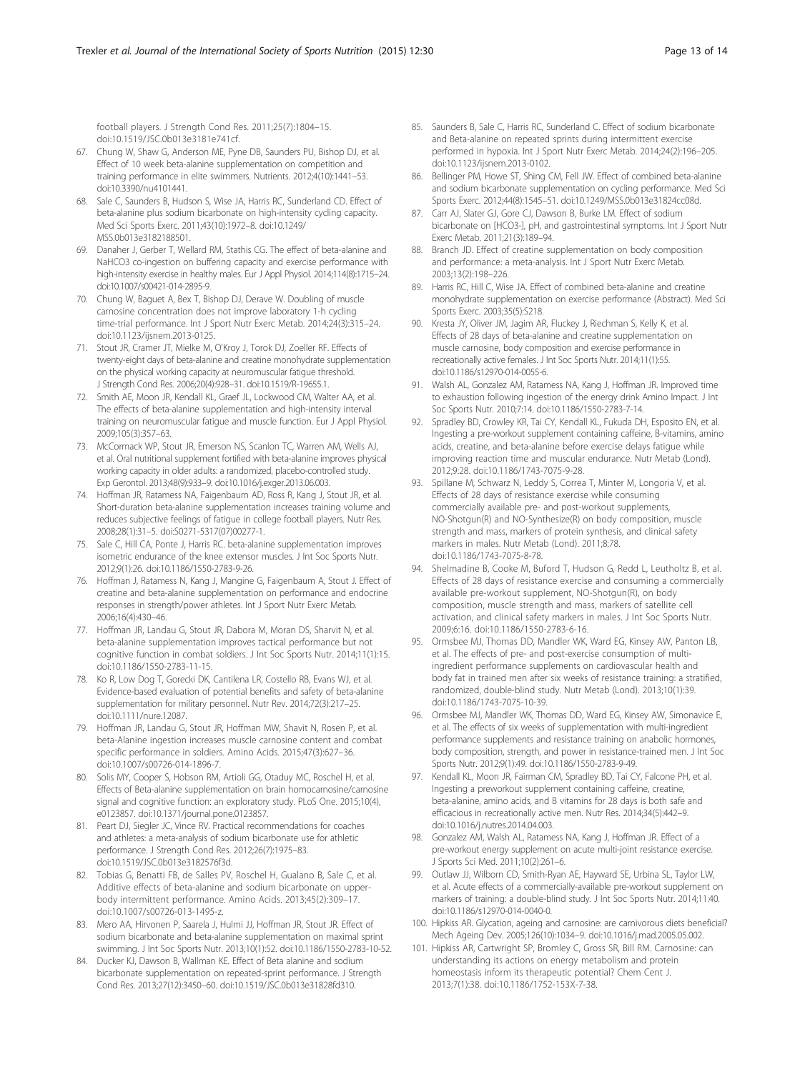football players. J Strength Cond Res. 2011;25(7):1804–15. doi:10.1519/JSC.0b013e3181e741cf.

67. Chung W, Shaw G, Anderson ME, Pyne DB, Saunders PU, Bishop DJ, et al. Effect of 10 week beta-alanine supplementation on competition and training performance in elite swimmers. Nutrients. 2012;4(10):1441–53. doi:10.3390/nu4101441.
68. Sale C, Saunders B, Hudson S, Wise JA, Harris RC, Sunderland CD. Effect of beta-alanine plus sodium bicarbonate on high-intensity cycling capacity. Med Sci Sports Exerc. 2011;43(10):1972–8. doi:10.1249/MSS.0b013e3182188501.
69. Danaher J, Gerber T, Wellard RM, Stathis CG. The effect of beta-alanine and NaHCO3 co-ingestion on buffering capacity and exercise performance with high-intensity exercise in healthy males. Eur J Appl Physiol. 2014;114(8):1715–24. doi:10.1007/s00421-014-2895-9.
70. Chung W, Baguet A, Bex T, Bishop DJ, Derave W. Doubling of muscle carnosine concentration does not improve laboratory 1-h cycling time-trial performance. Int J Sport Nutr Exerc Metab. 2014;24(3):315–24. doi:10.1123/ijsnem.2013-0125.
71. Stout JR, Cramer JT, Mielke M, O'Kroy J, Torok DJ, Zoeller RF. Effects of twenty-eight days of beta-alanine and creatine monohydrate supplementation on the physical working capacity at neuromuscular fatigue threshold. J Strength Cond Res. 2006;20(4):928–31. doi:10.1519/R-19655.1.
72. Smith AE, Moon JR, Kendall KL, Graef JL, Lockwood CM, Walter AA, et al. The effects of beta-alanine supplementation and high-intensity interval training on neuromuscular fatigue and muscle function. Eur J Appl Physiol. 2009;105(3):357–63.
73. McCormack WP, Stout JR, Emerson NS, Scanlon TC, Warren AM, Wells AJ, et al. Oral nutritional supplement fortified with beta-alanine improves physical working capacity in older adults: a randomized, placebo-controlled study. Exp Gerontol. 2013;48(9):933–9. doi:10.1016/j.exger.2013.06.003.
74. Hoffman JR, Ratamess NA, Faigenbaum AD, Ross R, Kang J, Stout JR, et al. Short-duration beta-alanine supplementation increases training volume and reduces subjective feelings of fatigue in college football players. Nutr Res. 2008;28(1):31–5. doi:S0271-5317(07)00277-1.
75. Sale C, Hill CA, Ponte J, Harris RC. beta-alanine supplementation improves isometric endurance of the knee extensor muscles. J Int Soc Sports Nutr. 2012;9(1):26. doi:10.1186/1550-2783-9-26.
76. Hoffman J, Ratamess N, Kang J, Mangine G, Faigenbaum A, Stout J. Effect of creatine and beta-alanine supplementation on performance and endocrine responses in strength/power athletes. Int J Sport Nutr Exerc Metab. 2006;16(4):430–46.
77. Hoffman JR, Landau G, Stout JR, Dabora M, Moran DS, Sharvit N, et al. beta-alanine supplementation improves tactical performance but not cognitive function in combat soldiers. J Int Soc Sports Nutr. 2014;11(1):15. doi:10.1186/1550-2783-11-15.
78. Ko R, Low Dog T, Gorecki DK, Cantilena LR, Costello RB, Evans WJ, et al. Evidence-based evaluation of potential benefits and safety of beta-alanine supplementation for military personnel. Nutr Rev. 2014;72(3):217–25. doi:10.1111/nure.12087.
79. Hoffman JR, Landau G, Stout JR, Hoffman MW, Shavit N, Rosen P, et al. beta-Alanine ingestion increases muscle carnosine content and combat specific performance in soldiers. Amino Acids. 2015;47(3):627–36. doi:10.1007/s00726-014-1896-7.
80. Solis MY, Cooper S, Hobson RM, Artioli GG, Otaduy MC, Roschel H, et al. Effects of Beta-alanine supplementation on brain homocarnosine/carnosine signal and cognitive function: an exploratory study. PLoS One. 2015;10(4), e0123857. doi:10.1371/journal.pone.0123857.
81. Peart DJ, Siegler JC, Vince RV. Practical recommendations for coaches and athletes: a meta-analysis of sodium bicarbonate use for athletic performance. J Strength Cond Res. 2012;26(7):1975–83. doi:10.1519/JSC.0b013e3182576f3d.
82. Tobias G, Benatti FB, de Salles PV, Roschel H, Gualano B, Sale C, et al. Additive effects of beta-alanine and sodium bicarbonate on upper-body intermittent performance. Amino Acids. 2013;45(2):309–17. doi:10.1007/s00726-013-1495-z.
83. Mero AA, Hirvonen P, Saarela J, Hulmi JJ, Hoffman JR, Stout JR. Effect of sodium bicarbonate and beta-alanine supplementation on maximal sprint swimming. J Int Soc Sports Nutr. 2013;10(1):52. doi:10.1186/1550-2783-10-52.
84. Ducker KJ, Dawson B, Wallman KE. Effect of Beta alanine and sodium bicarbonate supplementation on repeated-sprint performance. J Strength Cond Res. 2013;27(12):3450–60. doi:10.1519/JSC.0b013e31828fd310.
85. Saunders B, Sale C, Harris RC, Sunderland C. Effect of sodium bicarbonate and Beta-alanine on repeated sprints during intermittent exercise performed in hypoxia. Int J Sport Nutr Exerc Metab. 2014;24(2):196–205. doi:10.1123/ijsnem.2013-0102.
86. Bellinger PM, Howe ST, Shing CM, Fell JW. Effect of combined beta-alanine and sodium bicarbonate supplementation on cycling performance. Med Sci Sports Exerc. 2012;44(8):1545–51. doi:10.1249/MSS.0b013e31824cc08d.
87. Carr AJ, Slater GJ, Gore CJ, Dawson B, Burke LM. Effect of sodium bicarbonate on [HCO3-], pH, and gastrointestinal symptoms. Int J Sport Nutr Exerc Metab. 2011;21(3):189–94.
88. Branch JD. Effect of creatine supplementation on body composition and performance: a meta-analysis. Int J Sport Nutr Exerc Metab. 2003;13(2):198–226.
89. Harris RC, Hill C, Wise JA. Effect of combined beta-alanine and creatine monohydrate supplementation on exercise performance (Abstract). Med Sci Sports Exerc. 2003;35(5):S218.
90. Kresta JY, Oliver JM, Jagim AR, Fluckey J, Riechman S, Kelly K, et al. Effects of 28 days of beta-alanine and creatine supplementation on muscle carnosine, body composition and exercise performance in recreationally active females. J Int Soc Sports Nutr. 2014;11(1):55. doi:10.1186/s12970-014-0055-6.
91. Walsh AL, Gonzalez AM, Ratamess NA, Kang J, Hoffman JR. Improved time to exhaustion following ingestion of the energy drink Amino Impact. J Int Soc Sports Nutr. 2010;7:14. doi:10.1186/1550-2783-7-14.
92. Spradley BD, Crowley KR, Tai CY, Kendall KL, Fukuda DH, Esposito EN, et al. Ingesting a pre-workout supplement containing caffeine, B-vitamins, amino acids, creatine, and beta-alanine before exercise delays fatigue while improving reaction time and muscular endurance. Nutr Metab (Lond). 2012;9:28. doi:10.1186/1743-7075-9-28.
93. Spillane M, Schwarz N, Leddy S, Correa T, Minter M, Longoria V, et al. Effects of 28 days of resistance exercise while consuming commercially available pre- and post-workout supplements, NO-Shotgun(R) and NO-Synthesize(R) on body composition, muscle strength and mass, markers of protein synthesis, and clinical safety markers in males. Nutr Metab (Lond). 2011;8:78. doi:10.1186/1743-7075-8-78.
94. Shelmadine B, Cooke M, Buford T, Hudson G, Redd L, Leutholtz B, et al. Effects of 28 days of resistance exercise and consuming a commercially available pre-workout supplement, NO-Shotgun(R), on body composition, muscle strength and mass, markers of satellite cell activation, and clinical safety markers in males. J Int Soc Sports Nutr. 2009;6:16. doi:10.1186/1550-2783-6-16.
95. Ormsbee MJ, Thomas DD, Mandler WK, Ward EG, Kinsey AW, Panton LB, et al. The effects of pre- and post-exercise consumption of multi-ingredient performance supplements on cardiovascular health and body fat in trained men after six weeks of resistance training: a stratified, randomized, double-blind study. Nutr Metab (Lond). 2013;10(1):39. doi:10.1186/1743-7075-10-39.
96. Ormsbee MJ, Mandler WK, Thomas DD, Ward EG, Kinsey AW, Simonavice E, et al. The effects of six weeks of supplementation with multi-ingredient performance supplements and resistance training on anabolic hormones, body composition, strength, and power in resistance-trained men. J Int Soc Sports Nutr. 2012;9(1):49. doi:10.1186/1550-2783-9-49.
97. Kendall KL, Moon JR, Fairman CM, Spradley BD, Tai CY, Falcone PH, et al. Ingesting a preworkout supplement containing caffeine, creatine, beta-alanine, amino acids, and B vitamins for 28 days is both safe and efficacious in recreationally active men. Nutr Res. 2014;34(5):442–9. doi:10.1016/j.nutres.2014.04.003.
98. Gonzalez AM, Walsh AL, Ratamess NA, Kang J, Hoffman JR. Effect of a pre-workout energy supplement on acute multi-joint resistance exercise. J Sports Sci Med. 2011;10(2):261–6.
99. Outlaw JJ, Wilborn CD, Smith-Ryan AE, Hayward SE, Urbina SL, Taylor LW, et al. Acute effects of a commercially-available pre-workout supplement on markers of training: a double-blind study. J Int Soc Sports Nutr. 2014;11:40. doi:10.1186/s12970-014-0040-0.
100. Hipkiss AR. Glycation, ageing and carnosine: are carnivorous diets beneficial? Mech Ageing Dev. 2005;126(10):1034–9. doi:10.1016/j.mad.2005.05.002.
101. Hipkiss AR, Cartwright SP, Bromley C, Gross SR, Bill RM. Carnosine: can understanding its actions on energy metabolism and protein homeostasis inform its therapeutic potential? Chem Cent J. 2013;7(1):38. doi:10.1186/1752-153X-7-38.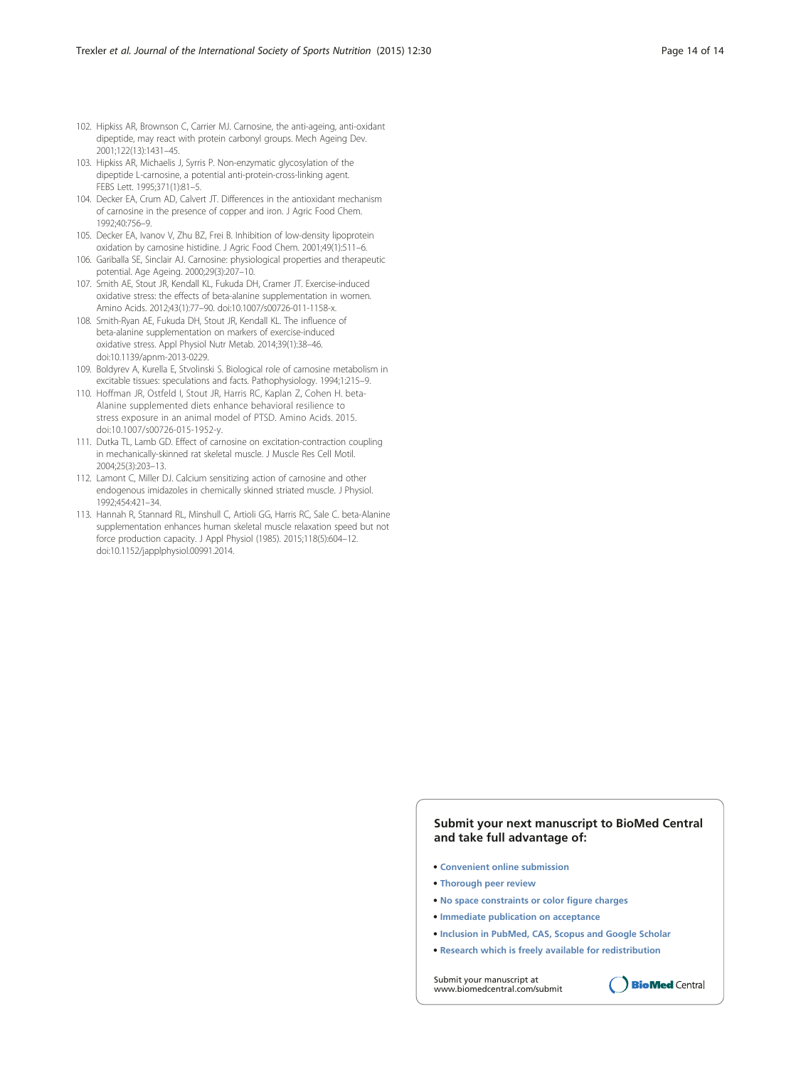102. Hipkiss AR, Brownson C, Carrier MJ. Carnosine, the anti-ageing, anti-oxidant dipeptide, may react with protein carbonyl groups. Mech Ageing Dev. 2001;122(13):1431–45.
103. Hipkiss AR, Michaelis J, Syrris P. Non-enzymatic glycosylation of the dipeptide L-carnosine, a potential anti-protein-cross-linking agent. FEBS Lett. 1995;371(1):81–5.
104. Decker EA, Crum AD, Calvert JT. Differences in the antioxidant mechanism of carnosine in the presence of copper and iron. J Agric Food Chem. 1992;40:756–9.
105. Decker EA, Ivanov V, Zhu BZ, Frei B. Inhibition of low-density lipoprotein oxidation by carnosine histidine. J Agric Food Chem. 2001;49(1):511–6.
106. Gariballa SE, Sinclair AJ. Carnosine: physiological properties and therapeutic potential. Age Ageing. 2000;29(3):207–10.
107. Smith AE, Stout JR, Kendall KL, Fukuda DH, Cramer JT. Exercise-induced oxidative stress: the effects of beta-alanine supplementation in women. Amino Acids. 2012;43(1):77–90. doi:10.1007/s00726-011-1158-x.
108. Smith-Ryan AE, Fukuda DH, Stout JR, Kendall KL. The influence of beta-alanine supplementation on markers of exercise-induced oxidative stress. Appl Physiol Nutr Metab. 2014;39(1):38–46. doi:10.1139/apnm-2013-0229.
109. Boldyrev A, Kurella E, Stvolinski S. Biological role of carnosine metabolism in excitable tissues: speculations and facts. Pathophysiology. 1994;1:215–9.
110. Hoffman JR, Ostfeld I, Stout JR, Harris RC, Kaplan Z, Cohen H. beta-Alanine supplemented diets enhance behavioral resilience to stress exposure in an animal model of PTSD. Amino Acids. 2015. doi:10.1007/s00726-015-1952-y.
111. Dutka TL, Lamb GD. Effect of carnosine on excitation-contraction coupling in mechanically-skinned rat skeletal muscle. J Muscle Res Cell Motil. 2004;25(3):203–13.
112. Lamont C, Miller DJ. Calcium sensitizing action of carnosine and other endogenous imidazoles in chemically skinned striated muscle. J Physiol. 1992;454:421–34.
113. Hannah R, Stannard RL, Minshull C, Artioli GG, Harris RC, Sale C. beta-Alanine supplementation enhances human skeletal muscle relaxation speed but not force production capacity. J Appl Physiol (1985). 2015;118(5):604–12. doi:10.1152/japplphysiol.00991.2014.

**Submit your next manuscript to BioMed Central and take full advantage of:**

- **Convenient online submission**
- **Thorough peer review**
- **No space constraints or color figure charges**
- **Immediate publication on acceptance**
- **Inclusion in PubMed, CAS, Scopus and Google Scholar**
- **Research which is freely available for redistribution**

Submit your manuscript at
www.biomedcentral.com/submit

BioMed Central